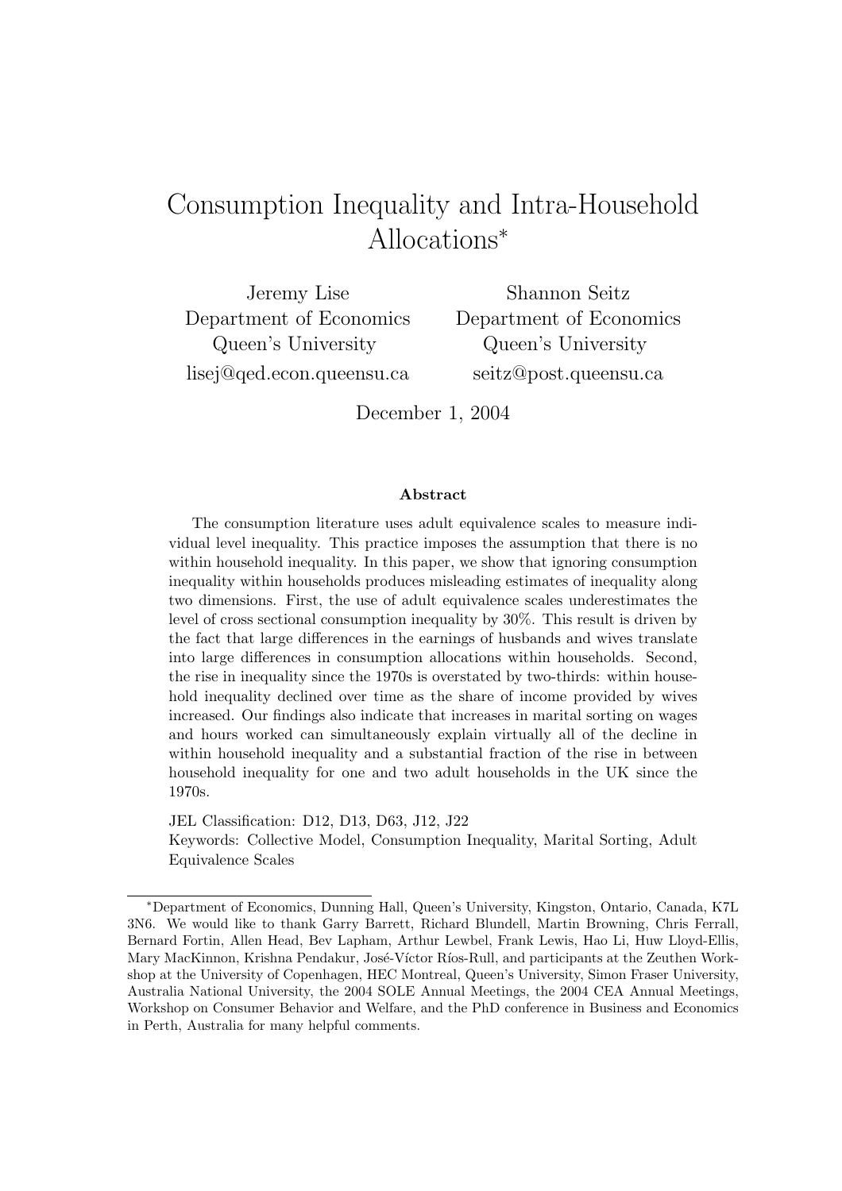# Consumption Inequality and Intra-Household Allocations*

Jeremy Lise
Department of Economics
Queen's University
lisej@qed.econ.queensu.ca

Shannon Seitz
Department of Economics
Queen's University
seitz@post.queensu.ca

December 1, 2004

### Abstract

The consumption literature uses adult equivalence scales to measure individual level inequality. This practice imposes the assumption that there is no within household inequality. In this paper, we show that ignoring consumption inequality within households produces misleading estimates of inequality along two dimensions. First, the use of adult equivalence scales underestimates the level of cross sectional consumption inequality by 30%. This result is driven by the fact that large differences in the earnings of husbands and wives translate into large differences in consumption allocations within households. Second, the rise in inequality since the 1970s is overstated by two-thirds: within household inequality declined over time as the share of income provided by wives increased. Our findings also indicate that increases in marital sorting on wages and hours worked can simultaneously explain virtually all of the decline in within household inequality and a substantial fraction of the rise in between household inequality for one and two adult households in the UK since the 1970s.

JEL Classification: D12, D13, D63, J12, J22
Keywords: Collective Model, Consumption Inequality, Marital Sorting, Adult Equivalence Scales

*Department of Economics, Dunning Hall, Queen's University, Kingston, Ontario, Canada, K7L 3N6. We would like to thank Garry Barrett, Richard Blundell, Martin Browning, Chris Ferrall, Bernard Fortin, Allen Head, Bev Lapham, Arthur Lewbel, Frank Lewis, Hao Li, Huw Lloyd-Ellis, Mary MacKinnon, Krishna Pendakur, José-Víctor Ríos-Rull, and participants at the Zeuthen Workshop at the University of Copenhagen, HEC Montreal, Queen's University, Simon Fraser University, Australia National University, the 2004 SOLE Annual Meetings, the 2004 CEA Annual Meetings, Workshop on Consumer Behavior and Welfare, and the PhD conference in Business and Economics in Perth, Australia for many helpful comments.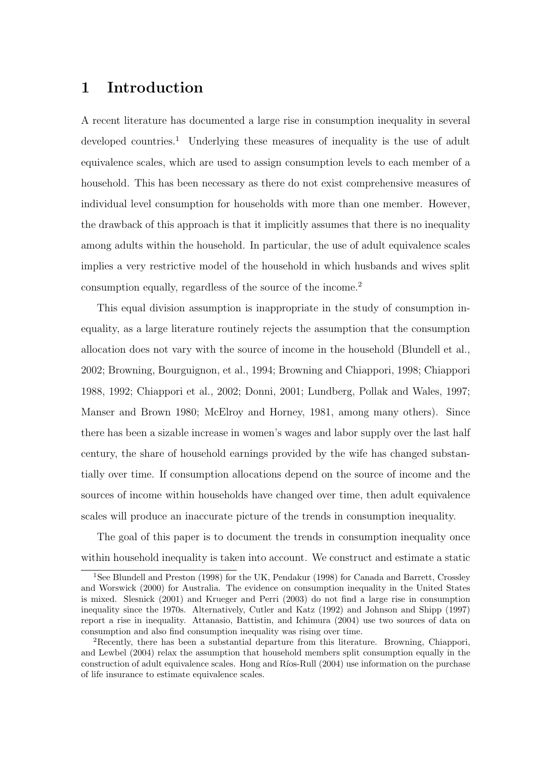# 1 Introduction

A recent literature has documented a large rise in consumption inequality in several developed countries.[1] Underlying these measures of inequality is the use of adult equivalence scales, which are used to assign consumption levels to each member of a household. This has been necessary as there do not exist comprehensive measures of individual level consumption for households with more than one member. However, the drawback of this approach is that it implicitly assumes that there is no inequality among adults within the household. In particular, the use of adult equivalence scales implies a very restrictive model of the household in which husbands and wives split consumption equally, regardless of the source of the income.[2]

This equal division assumption is inappropriate in the study of consumption inequality, as a large literature routinely rejects the assumption that the consumption allocation does not vary with the source of income in the household (Blundell et al., 2002; Browning, Bourguignon, et al., 1994; Browning and Chiappori, 1998; Chiappori 1988, 1992; Chiappori et al., 2002; Donni, 2001; Lundberg, Pollak and Wales, 1997; Manser and Brown 1980; McElroy and Horney, 1981, among many others). Since there has been a sizable increase in women's wages and labor supply over the last half century, the share of household earnings provided by the wife has changed substantially over time. If consumption allocations depend on the source of income and the sources of income within households have changed over time, then adult equivalence scales will produce an inaccurate picture of the trends in consumption inequality.

The goal of this paper is to document the trends in consumption inequality once within household inequality is taken into account. We construct and estimate a static

---

[1] See Blundell and Preston (1998) for the UK, Pendakur (1998) for Canada and Barrett, Crossley and Worswick (2000) for Australia. The evidence on consumption inequality in the United States is mixed. Slesnick (2001) and Krueger and Perri (2003) do not find a large rise in consumption inequality since the 1970s. Alternatively, Cutler and Katz (1992) and Johnson and Shipp (1997) report a rise in inequality. Attanasio, Battistin, and Ichimura (2004) use two sources of data on consumption and also find consumption inequality was rising over time.

[2] Recently, there has been a substantial departure from this literature. Browning, Chiappori, and Lewbel (2004) relax the assumption that household members split consumption equally in the construction of adult equivalence scales. Hong and Ríos-Rull (2004) use information on the purchase of life insurance to estimate equivalence scales.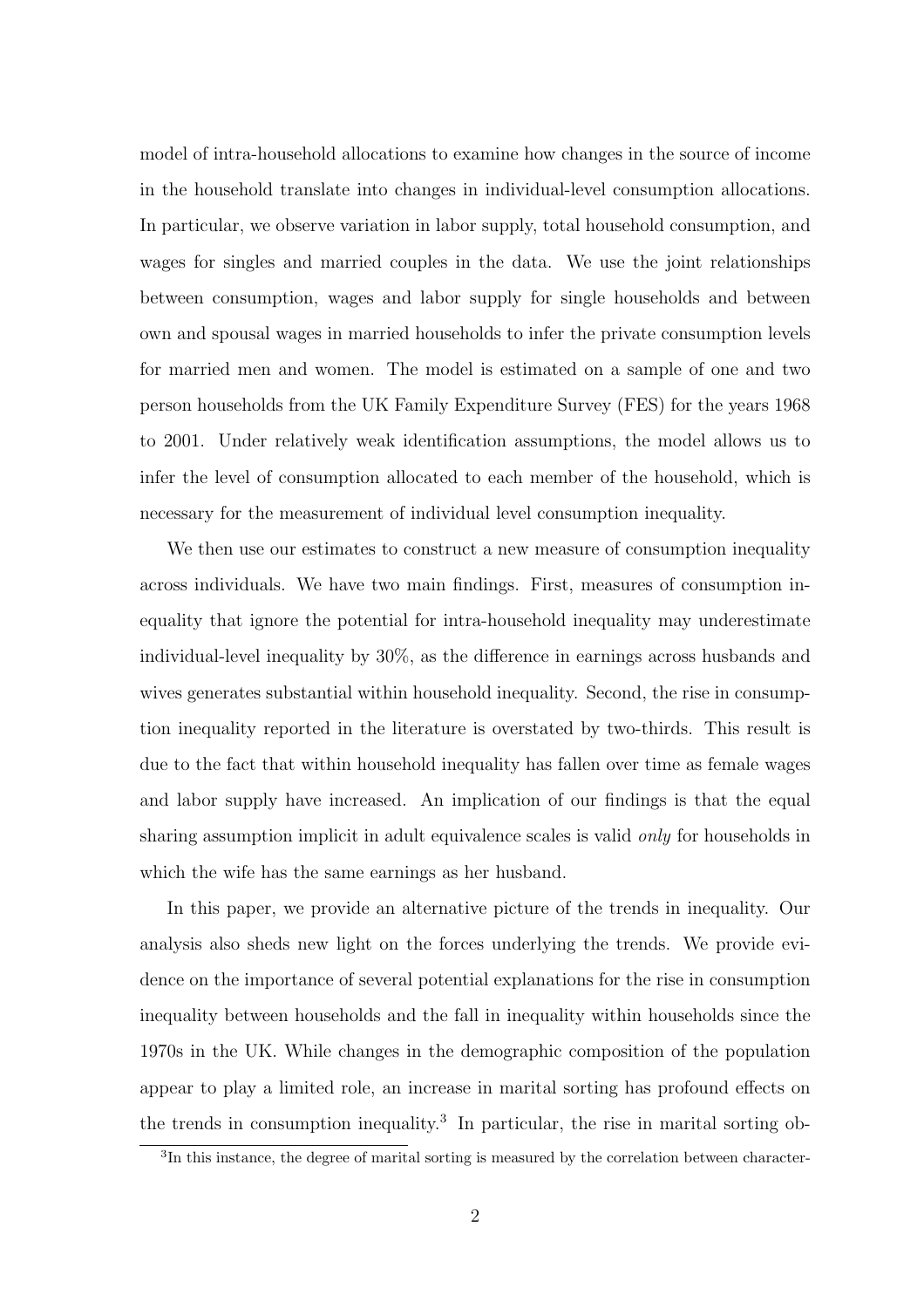model of intra-household allocations to examine how changes in the source of income in the household translate into changes in individual-level consumption allocations. In particular, we observe variation in labor supply, total household consumption, and wages for singles and married couples in the data. We use the joint relationships between consumption, wages and labor supply for single households and between own and spousal wages in married households to infer the private consumption levels for married men and women. The model is estimated on a sample of one and two person households from the UK Family Expenditure Survey (FES) for the years 1968 to 2001. Under relatively weak identification assumptions, the model allows us to infer the level of consumption allocated to each member of the household, which is necessary for the measurement of individual level consumption inequality.

We then use our estimates to construct a new measure of consumption inequality across individuals. We have two main findings. First, measures of consumption inequality that ignore the potential for intra-household inequality may underestimate individual-level inequality by 30%, as the difference in earnings across husbands and wives generates substantial within household inequality. Second, the rise in consumption inequality reported in the literature is overstated by two-thirds. This result is due to the fact that within household inequality has fallen over time as female wages and labor supply have increased. An implication of our findings is that the equal sharing assumption implicit in adult equivalence scales is valid *only* for households in which the wife has the same earnings as her husband.

In this paper, we provide an alternative picture of the trends in inequality. Our analysis also sheds new light on the forces underlying the trends. We provide evidence on the importance of several potential explanations for the rise in consumption inequality between households and the fall in inequality within households since the 1970s in the UK. While changes in the demographic composition of the population appear to play a limited role, an increase in marital sorting has profound effects on the trends in consumption inequality.[3] In particular, the rise in marital sorting ob-

[3]In this instance, the degree of marital sorting is measured by the correlation between character-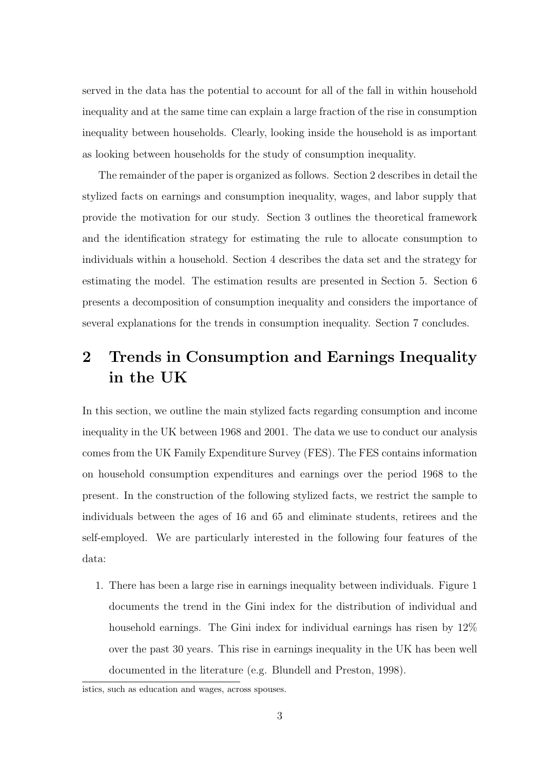served in the data has the potential to account for all of the fall in within household inequality and at the same time can explain a large fraction of the rise in consumption inequality between households. Clearly, looking inside the household is as important as looking between households for the study of consumption inequality.

The remainder of the paper is organized as follows. Section 2 describes in detail the stylized facts on earnings and consumption inequality, wages, and labor supply that provide the motivation for our study. Section 3 outlines the theoretical framework and the identification strategy for estimating the rule to allocate consumption to individuals within a household. Section 4 describes the data set and the strategy for estimating the model. The estimation results are presented in Section 5. Section 6 presents a decomposition of consumption inequality and considers the importance of several explanations for the trends in consumption inequality. Section 7 concludes.

## 2 Trends in Consumption and Earnings Inequality in the UK

In this section, we outline the main stylized facts regarding consumption and income inequality in the UK between 1968 and 2001. The data we use to conduct our analysis comes from the UK Family Expenditure Survey (FES). The FES contains information on household consumption expenditures and earnings over the period 1968 to the present. In the construction of the following stylized facts, we restrict the sample to individuals between the ages of 16 and 65 and eliminate students, retirees and the self-employed. We are particularly interested in the following four features of the data:

1. There has been a large rise in earnings inequality between individuals. Figure 1 documents the trend in the Gini index for the distribution of individual and household earnings. The Gini index for individual earnings has risen by 12% over the past 30 years. This rise in earnings inequality in the UK has been well documented in the literature (e.g. Blundell and Preston, 1998).

istics, such as education and wages, across spouses.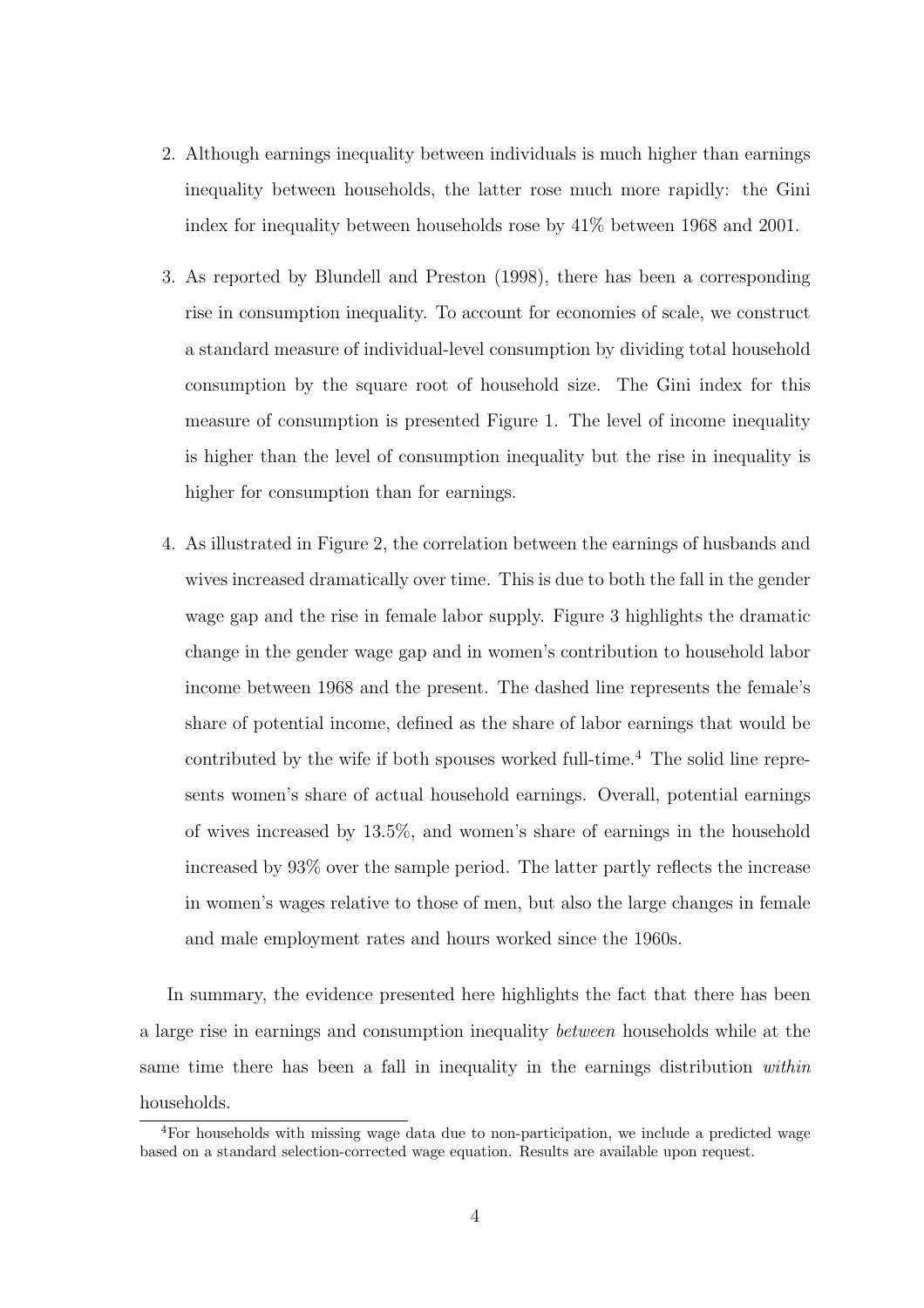2. Although earnings inequality between individuals is much higher than earnings inequality between households, the latter rose much more rapidly: the Gini index for inequality between households rose by 41% between 1968 and 2001.

3. As reported by Blundell and Preston (1998), there has been a corresponding rise in consumption inequality. To account for economies of scale, we construct a standard measure of individual-level consumption by dividing total household consumption by the square root of household size. The Gini index for this measure of consumption is presented Figure 1. The level of income inequality is higher than the level of consumption inequality but the rise in inequality is higher for consumption than for earnings.

4. As illustrated in Figure 2, the correlation between the earnings of husbands and wives increased dramatically over time. This is due to both the fall in the gender wage gap and the rise in female labor supply. Figure 3 highlights the dramatic change in the gender wage gap and in women's contribution to household labor income between 1968 and the present. The dashed line represents the female's share of potential income, defined as the share of labor earnings that would be contributed by the wife if both spouses worked full-time.[4] The solid line represents women's share of actual household earnings. Overall, potential earnings of wives increased by 13.5%, and women's share of earnings in the household increased by 93% over the sample period. The latter partly reflects the increase in women's wages relative to those of men, but also the large changes in female and male employment rates and hours worked since the 1960s.

In summary, the evidence presented here highlights the fact that there has been a large rise in earnings and consumption inequality *between* households while at the same time there has been a fall in inequality in the earnings distribution *within* households.

---

[4] For households with missing wage data due to non-participation, we include a predicted wage based on a standard selection-corrected wage equation. Results are available upon request.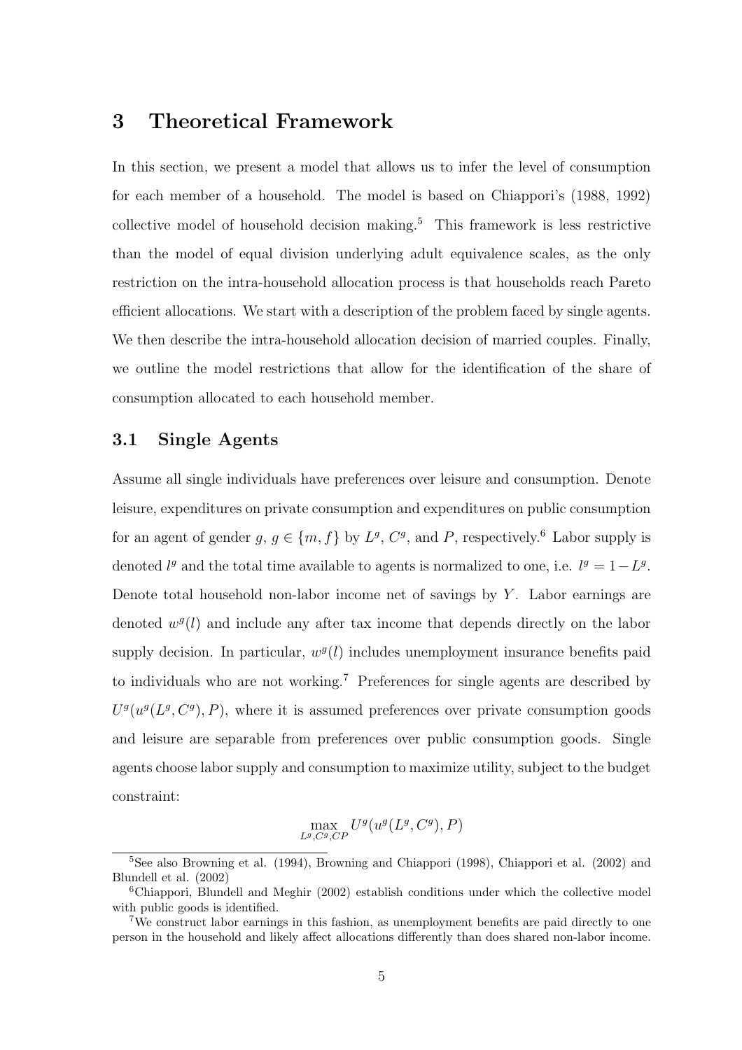# 3 Theoretical Framework

In this section, we present a model that allows us to infer the level of consumption for each member of a household. The model is based on Chiappori's (1988, 1992) collective model of household decision making.[5] This framework is less restrictive than the model of equal division underlying adult equivalence scales, as the only restriction on the intra-household allocation process is that households reach Pareto efficient allocations. We start with a description of the problem faced by single agents. We then describe the intra-household allocation decision of married couples. Finally, we outline the model restrictions that allow for the identification of the share of consumption allocated to each household member.

## 3.1 Single Agents

Assume all single individuals have preferences over leisure and consumption. Denote leisure, expenditures on private consumption and expenditures on public consumption for an agent of gender $g$, $g \in \{m, f\}$ by $L^g$, $C^g$, and $P$, respectively.[6] Labor supply is denoted $l^g$ and the total time available to agents is normalized to one, i.e. $l^g = 1 - L^g$. Denote total household non-labor income net of savings by $Y$. Labor earnings are denoted $w^g(l)$ and include any after tax income that depends directly on the labor supply decision. In particular, $w^g(l)$ includes unemployment insurance benefits paid to individuals who are not working.[7] Preferences for single agents are described by $U^g(u^g(L^g, C^g), P)$, where it is assumed preferences over private consumption goods and leisure are separable from preferences over public consumption goods. Single agents choose labor supply and consumption to maximize utility, subject to the budget constraint:

$$\max_{L^g, C^g, CP} U^g(u^g(L^g, C^g), P)$$

[5] See also Browning et al. (1994), Browning and Chiappori (1998), Chiappori et al. (2002) and Blundell et al. (2002)

[6] Chiappori, Blundell and Meghir (2002) establish conditions under which the collective model with public goods is identified.

[7] We construct labor earnings in this fashion, as unemployment benefits are paid directly to one person in the household and likely affect allocations differently than does shared non-labor income.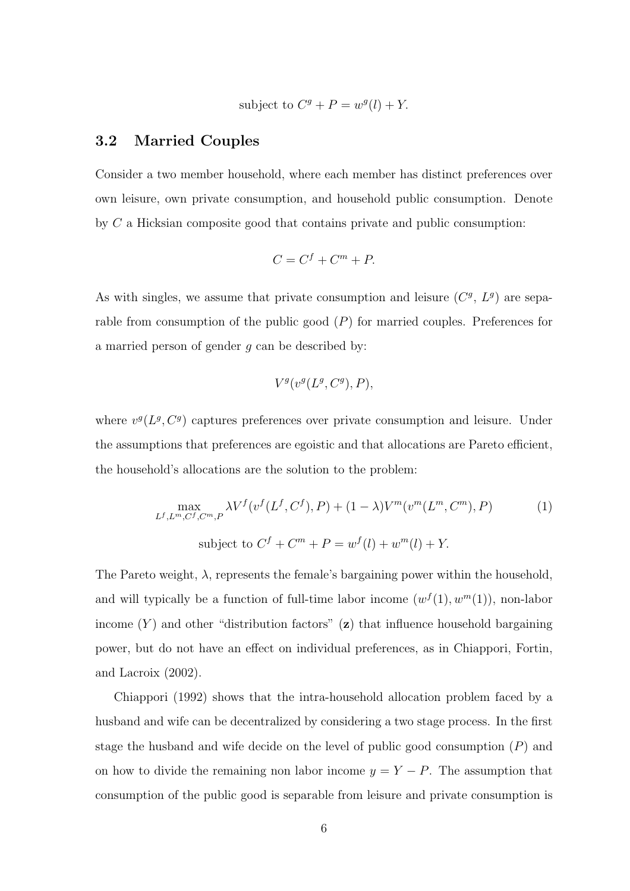$$\text{subject to } C^g + P = w^g(l) + Y.$$

### 3.2 Married Couples

Consider a two member household, where each member has distinct preferences over own leisure, own private consumption, and household public consumption. Denote by $C$ a Hicksian composite good that contains private and public consumption:

$$C = C^f + C^m + P.$$

As with singles, we assume that private consumption and leisure ($C^g$, $L^g$) are separable from consumption of the public good ($P$) for married couples. Preferences for a married person of gender $g$ can be described by:

$$V^g(v^g(L^g, C^g), P),$$

where $v^g(L^g, C^g)$ captures preferences over private consumption and leisure. Under the assumptions that preferences are egoistic and that allocations are Pareto efficient, the household's allocations are the solution to the problem:

$$\max_{L^f, L^m, C^f, C^m, P} \lambda V^f(v^f(L^f, C^f), P) + (1-\lambda) V^m(v^m(L^m, C^m), P) \tag{1}$$

$$\text{subject to } C^f + C^m + P = w^f(l) + w^m(l) + Y.$$

The Pareto weight, $\lambda$, represents the female's bargaining power within the household, and will typically be a function of full-time labor income ($w^f(1), w^m(1)$), non-labor income ($Y$) and other "distribution factors" ($\mathbf{z}$) that influence household bargaining power, but do not have an effect on individual preferences, as in Chiappori, Fortin, and Lacroix (2002).

Chiappori (1992) shows that the intra-household allocation problem faced by a husband and wife can be decentralized by considering a two stage process. In the first stage the husband and wife decide on the level of public good consumption ($P$) and on how to divide the remaining non labor income $y = Y - P$. The assumption that consumption of the public good is separable from leisure and private consumption is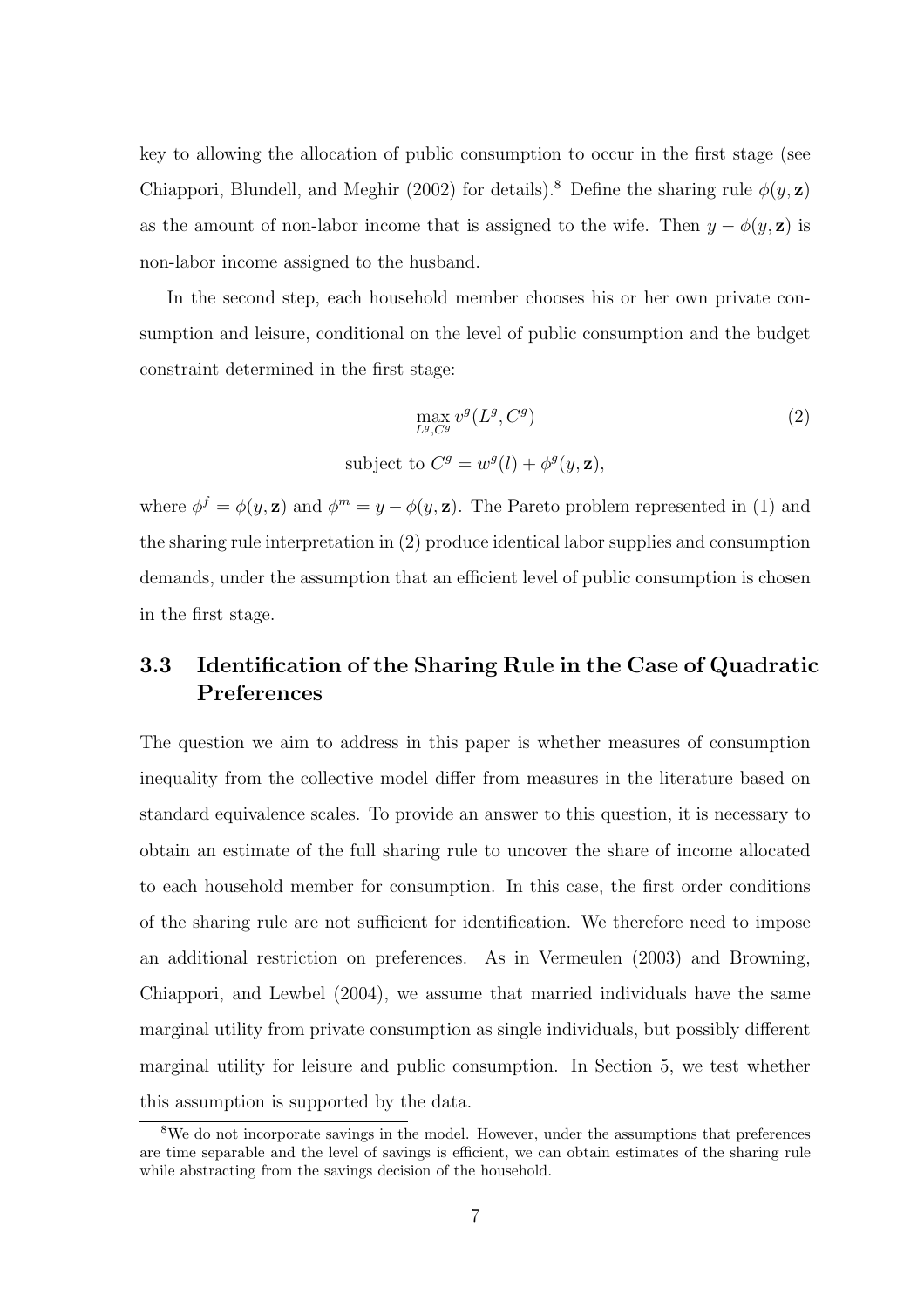key to allowing the allocation of public consumption to occur in the first stage (see Chiappori, Blundell, and Meghir (2002) for details).[8] Define the sharing rule $\phi(y, \mathbf{z})$ as the amount of non-labor income that is assigned to the wife. Then $y - \phi(y, \mathbf{z})$ is non-labor income assigned to the husband.

In the second step, each household member chooses his or her own private consumption and leisure, conditional on the level of public consumption and the budget constraint determined in the first stage:

$$\max_{L^g, C^g} v^g(L^g, C^g) \tag{2}$$

$$\text{subject to } C^g = w^g(l) + \phi^g(y, \mathbf{z}),$$

where $\phi^f = \phi(y, \mathbf{z})$ and $\phi^m = y - \phi(y, \mathbf{z})$. The Pareto problem represented in (1) and the sharing rule interpretation in (2) produce identical labor supplies and consumption demands, under the assumption that an efficient level of public consumption is chosen in the first stage.

### 3.3 Identification of the Sharing Rule in the Case of Quadratic Preferences

The question we aim to address in this paper is whether measures of consumption inequality from the collective model differ from measures in the literature based on standard equivalence scales. To provide an answer to this question, it is necessary to obtain an estimate of the full sharing rule to uncover the share of income allocated to each household member for consumption. In this case, the first order conditions of the sharing rule are not sufficient for identification. We therefore need to impose an additional restriction on preferences. As in Vermeulen (2003) and Browning, Chiappori, and Lewbel (2004), we assume that married individuals have the same marginal utility from private consumption as single individuals, but possibly different marginal utility for leisure and public consumption. In Section 5, we test whether this assumption is supported by the data.

[8] We do not incorporate savings in the model. However, under the assumptions that preferences are time separable and the level of savings is efficient, we can obtain estimates of the sharing rule while abstracting from the savings decision of the household.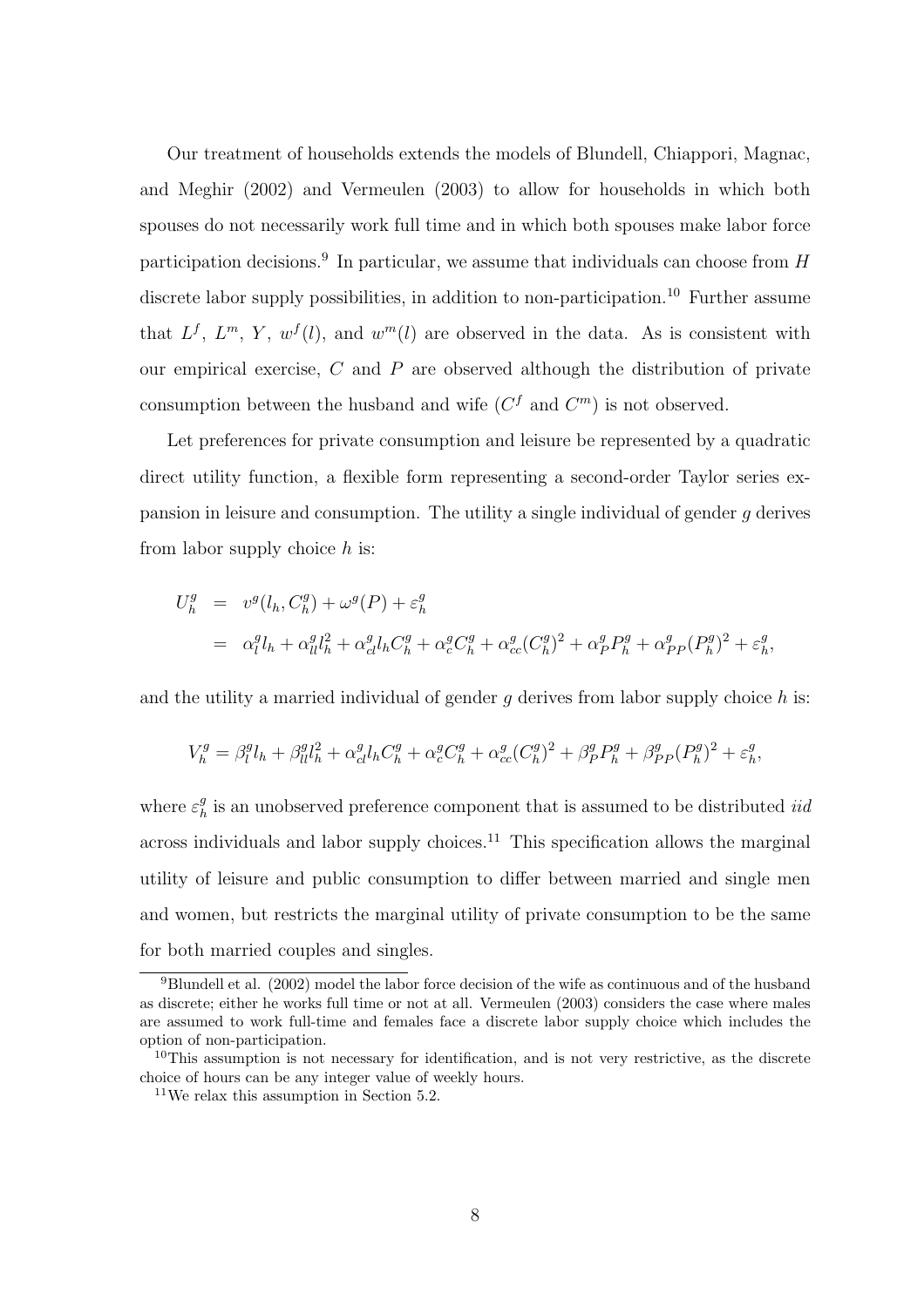Our treatment of households extends the models of Blundell, Chiappori, Magnac, and Meghir (2002) and Vermeulen (2003) to allow for households in which both spouses do not necessarily work full time and in which both spouses make labor force participation decisions.[9] In particular, we assume that individuals can choose from $H$ discrete labor supply possibilities, in addition to non-participation.[10] Further assume that $L^f$, $L^m$, $Y$, $w^f(l)$, and $w^m(l)$ are observed in the data. As is consistent with our empirical exercise, $C$ and $P$ are observed although the distribution of private consumption between the husband and wife ($C^f$ and $C^m$) is not observed.

Let preferences for private consumption and leisure be represented by a quadratic direct utility function, a flexible form representing a second-order Taylor series expansion in leisure and consumption. The utility a single individual of gender $g$ derives from labor supply choice $h$ is:

$$
\begin{aligned}
U_h^g &= v^g(l_h, C_h^g) + \omega^g(P) + \varepsilon_h^g \\
&= \alpha_l^g l_h + \alpha_{ll}^g l_h^2 + \alpha_{cl}^g l_h C_h^g + \alpha_c^g C_h^g + \alpha_{cc}^g (C_h^g)^2 + \alpha_P^g P_h^g + \alpha_{PP}^g (P_h^g)^2 + \varepsilon_h^g,
\end{aligned}
$$

and the utility a married individual of gender $g$ derives from labor supply choice $h$ is:

$$
V_h^g = \beta_l^g l_h + \beta_{ll}^g l_h^2 + \alpha_{cl}^g l_h C_h^g + \alpha_c^g C_h^g + \alpha_{cc}^g (C_h^g)^2 + \beta_P^g P_h^g + \beta_{PP}^g (P_h^g)^2 + \varepsilon_h^g,
$$

where $\varepsilon_h^g$ is an unobserved preference component that is assumed to be distributed *iid* across individuals and labor supply choices.[11] This specification allows the marginal utility of leisure and public consumption to differ between married and single men and women, but restricts the marginal utility of private consumption to be the same for both married couples and singles.

---

[9] Blundell et al. (2002) model the labor force decision of the wife as continuous and of the husband as discrete; either he works full time or not at all. Vermeulen (2003) considers the case where males are assumed to work full-time and females face a discrete labor supply choice which includes the option of non-participation.

[10] This assumption is not necessary for identification, and is not very restrictive, as the discrete choice of hours can be any integer value of weekly hours.

[11] We relax this assumption in Section 5.2.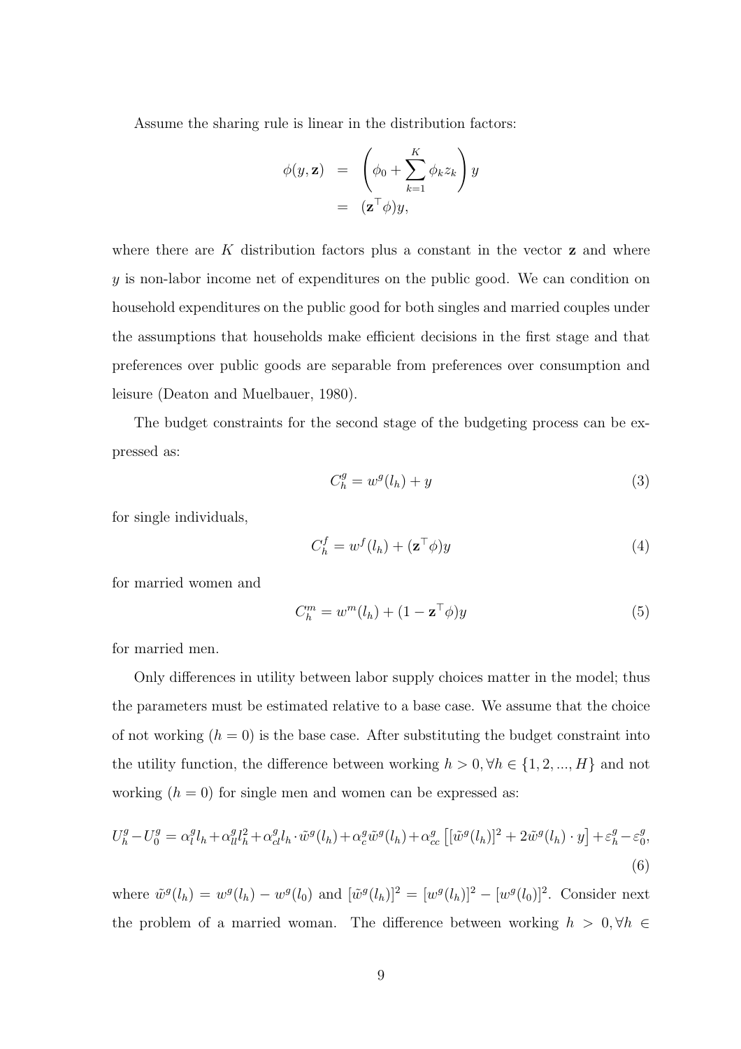Assume the sharing rule is linear in the distribution factors:

$$
\begin{aligned}
\phi(y, \mathbf{z}) &= \left( \phi_0 + \sum_{k=1}^{K} \phi_k z_k \right) y \\
&= (\mathbf{z}^\top \phi) y,
\end{aligned}
$$

where there are $K$ distribution factors plus a constant in the vector $\mathbf{z}$ and where $y$ is non-labor income net of expenditures on the public good. We can condition on household expenditures on the public good for both singles and married couples under the assumptions that households make efficient decisions in the first stage and that preferences over public goods are separable from preferences over consumption and leisure (Deaton and Muelbauer, 1980).

The budget constraints for the second stage of the budgeting process can be expressed as:

$$
C_h^g = w^g(l_h) + y \tag{3}
$$

for single individuals,

$$
C_h^f = w^f(l_h) + (\mathbf{z}^\top \phi) y \tag{4}
$$

for married women and

$$
C_h^m = w^m(l_h) + (1 - \mathbf{z}^\top \phi) y \tag{5}
$$

for married men.

Only differences in utility between labor supply choices matter in the model; thus the parameters must be estimated relative to a base case. We assume that the choice of not working ($h = 0$) is the base case. After substituting the budget constraint into the utility function, the difference between working $h > 0, \forall h \in \{1, 2, ..., H\}$ and not working ($h = 0$) for single men and women can be expressed as:

$$
U_h^g - U_0^g = \alpha_l^g l_h + \alpha_{ll}^g l_h^2 + \alpha_{cl}^g l_h \cdot \tilde{w}^g(l_h) + \alpha_c^g \tilde{w}^g(l_h) + \alpha_{cc}^g \left[ [\tilde{w}^g(l_h)]^2 + 2\tilde{w}^g(l_h) \cdot y \right] + \varepsilon_h^g - \varepsilon_0^g, \tag{6}
$$

where $\tilde{w}^g(l_h) = w^g(l_h) - w^g(l_0)$ and $[\tilde{w}^g(l_h)]^2 = [w^g(l_h)]^2 - [w^g(l_0)]^2$. Consider next the problem of a married woman. The difference between working $h > 0, \forall h \in$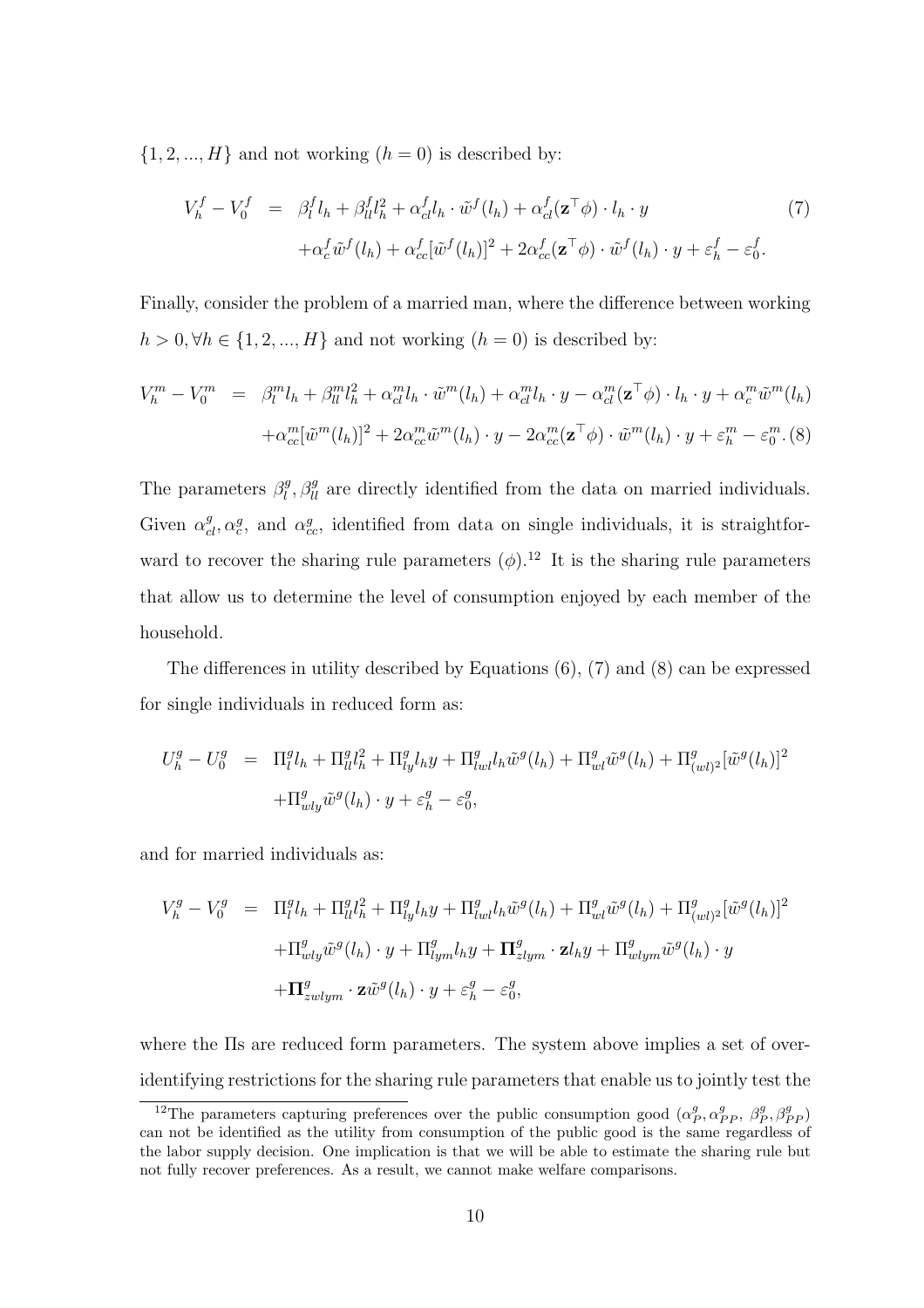$\{1, 2, ..., H\}$ and not working ($h = 0$) is described by:

$$
\begin{aligned}
V_h^f - V_0^f &= \beta_l^f l_h + \beta_{ll}^f l_h^2 + \alpha_{cl}^f l_h \cdot \tilde{w}^f(l_h) + \alpha_{cl}^f(\mathbf{z}^\top \phi) \cdot l_h \cdot y \\
&\quad + \alpha_c^f \tilde{w}^f(l_h) + \alpha_{cc}^f [\tilde{w}^f(l_h)]^2 + 2\alpha_{cc}^f(\mathbf{z}^\top \phi) \cdot \tilde{w}^f(l_h) \cdot y + \varepsilon_h^f - \varepsilon_0^f.
\end{aligned} \tag{7}
$$

Finally, consider the problem of a married man, where the difference between working $h > 0, \forall h \in \{1, 2, ..., H\}$ and not working ($h = 0$) is described by:

$$
\begin{aligned}
V_h^m - V_0^m &= \beta_l^m l_h + \beta_{ll}^m l_h^2 + \alpha_{cl}^m l_h \cdot \tilde{w}^m(l_h) + \alpha_{cl}^m l_h \cdot y - \alpha_{cl}^m(\mathbf{z}^\top \phi) \cdot l_h \cdot y + \alpha_c^m \tilde{w}^m(l_h) \\
&\quad + \alpha_{cc}^m [\tilde{w}^m(l_h)]^2 + 2\alpha_{cc}^m \tilde{w}^m(l_h) \cdot y - 2\alpha_{cc}^m(\mathbf{z}^\top \phi) \cdot \tilde{w}^m(l_h) \cdot y + \varepsilon_h^m - \varepsilon_0^m.
\end{aligned} \tag{8}
$$

The parameters $\beta_l^g, \beta_{ll}^g$ are directly identified from the data on married individuals. Given $\alpha_{cl}^g, \alpha_c^g$, and $\alpha_{cc}^g$, identified from data on single individuals, it is straightforward to recover the sharing rule parameters ($\phi$).[12] It is the sharing rule parameters that allow us to determine the level of consumption enjoyed by each member of the household.

The differences in utility described by Equations (6), (7) and (8) can be expressed for single individuals in reduced form as:

$$
\begin{aligned}
U_h^g - U_0^g &= \Pi_l^g l_h + \Pi_{ll}^g l_h^2 + \Pi_{ly}^g l_h y + \Pi_{lwl}^g l_h \tilde{w}^g(l_h) + \Pi_{wl}^g \tilde{w}^g(l_h) + \Pi_{(wl)^2}^g [\tilde{w}^g(l_h)]^2 \\
&\quad + \Pi_{wly}^g \tilde{w}^g(l_h) \cdot y + \varepsilon_h^g - \varepsilon_0^g,
\end{aligned}
$$

and for married individuals as:

$$
\begin{aligned}
V_h^g - V_0^g &= \Pi_l^g l_h + \Pi_{ll}^g l_h^2 + \Pi_{ly}^g l_h y + \Pi_{lwl}^g l_h \tilde{w}^g(l_h) + \Pi_{wl}^g \tilde{w}^g(l_h) + \Pi_{(wl)^2}^g [\tilde{w}^g(l_h)]^2 \\
&\quad + \Pi_{wly}^g \tilde{w}^g(l_h) \cdot y + \Pi_{lym}^g l_h y + \mathbf{\Pi}_{zlym}^g \cdot \mathbf{z} l_h y + \Pi_{wlym}^g \tilde{w}^g(l_h) \cdot y \\
&\quad + \mathbf{\Pi}_{zwlym}^g \cdot \mathbf{z} \tilde{w}^g(l_h) \cdot y + \varepsilon_h^g - \varepsilon_0^g,
\end{aligned}
$$

where the Πs are reduced form parameters. The system above implies a set of over-identifying restrictions for the sharing rule parameters that enable us to jointly test the

---

[12] The parameters capturing preferences over the public consumption good ($\alpha_P^g, \alpha_{PP}^g, \beta_P^g, \beta_{PP}^g$) can not be identified as the utility from consumption of the public good is the same regardless of the labor supply decision. One implication is that we will be able to estimate the sharing rule but not fully recover preferences. As a result, we cannot make welfare comparisons.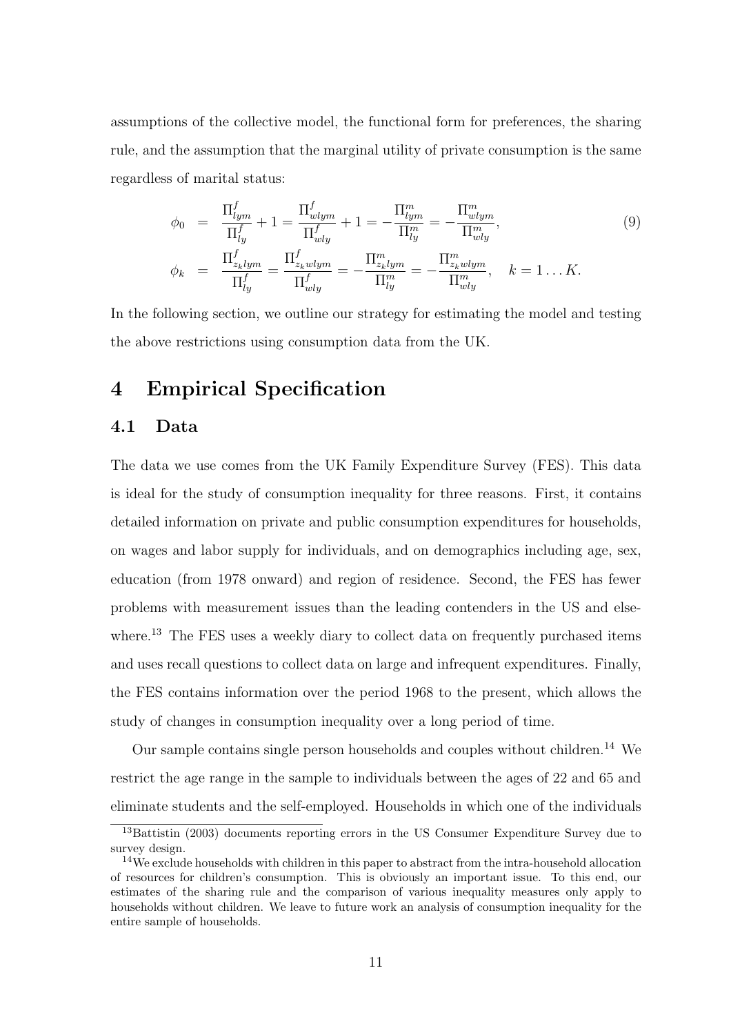assumptions of the collective model, the functional form for preferences, the sharing rule, and the assumption that the marginal utility of private consumption is the same regardless of marital status:

$$
\begin{aligned}
\phi_0 &= \frac{\Pi^f_{lym}}{\Pi^f_{ly}} + 1 = \frac{\Pi^f_{wlym}}{\Pi^f_{wly}} + 1 = -\frac{\Pi^m_{lym}}{\Pi^m_{ly}} = -\frac{\Pi^m_{wlym}}{\Pi^m_{wly}}, \\
\phi_k &= \frac{\Pi^f_{z_k lym}}{\Pi^f_{ly}} = \frac{\Pi^f_{z_k wlym}}{\Pi^f_{wly}} = -\frac{\Pi^m_{z_k lym}}{\Pi^m_{ly}} = -\frac{\Pi^m_{z_k wlym}}{\Pi^m_{wly}}, \quad k = 1 \ldots K.
\end{aligned} \tag{9}
$$

In the following section, we outline our strategy for estimating the model and testing the above restrictions using consumption data from the UK.

# 4 Empirical Specification

## 4.1 Data

The data we use comes from the UK Family Expenditure Survey (FES). This data is ideal for the study of consumption inequality for three reasons. First, it contains detailed information on private and public consumption expenditures for households, on wages and labor supply for individuals, and on demographics including age, sex, education (from 1978 onward) and region of residence. Second, the FES has fewer problems with measurement issues than the leading contenders in the US and elsewhere.[13] The FES uses a weekly diary to collect data on frequently purchased items and uses recall questions to collect data on large and infrequent expenditures. Finally, the FES contains information over the period 1968 to the present, which allows the study of changes in consumption inequality over a long period of time.

Our sample contains single person households and couples without children.[14] We restrict the age range in the sample to individuals between the ages of 22 and 65 and eliminate students and the self-employed. Households in which one of the individuals

[13] Battistin (2003) documents reporting errors in the US Consumer Expenditure Survey due to survey design.

[14] We exclude households with children in this paper to abstract from the intra-household allocation of resources for children's consumption. This is obviously an important issue. To this end, our estimates of the sharing rule and the comparison of various inequality measures only apply to households without children. We leave to future work an analysis of consumption inequality for the entire sample of households.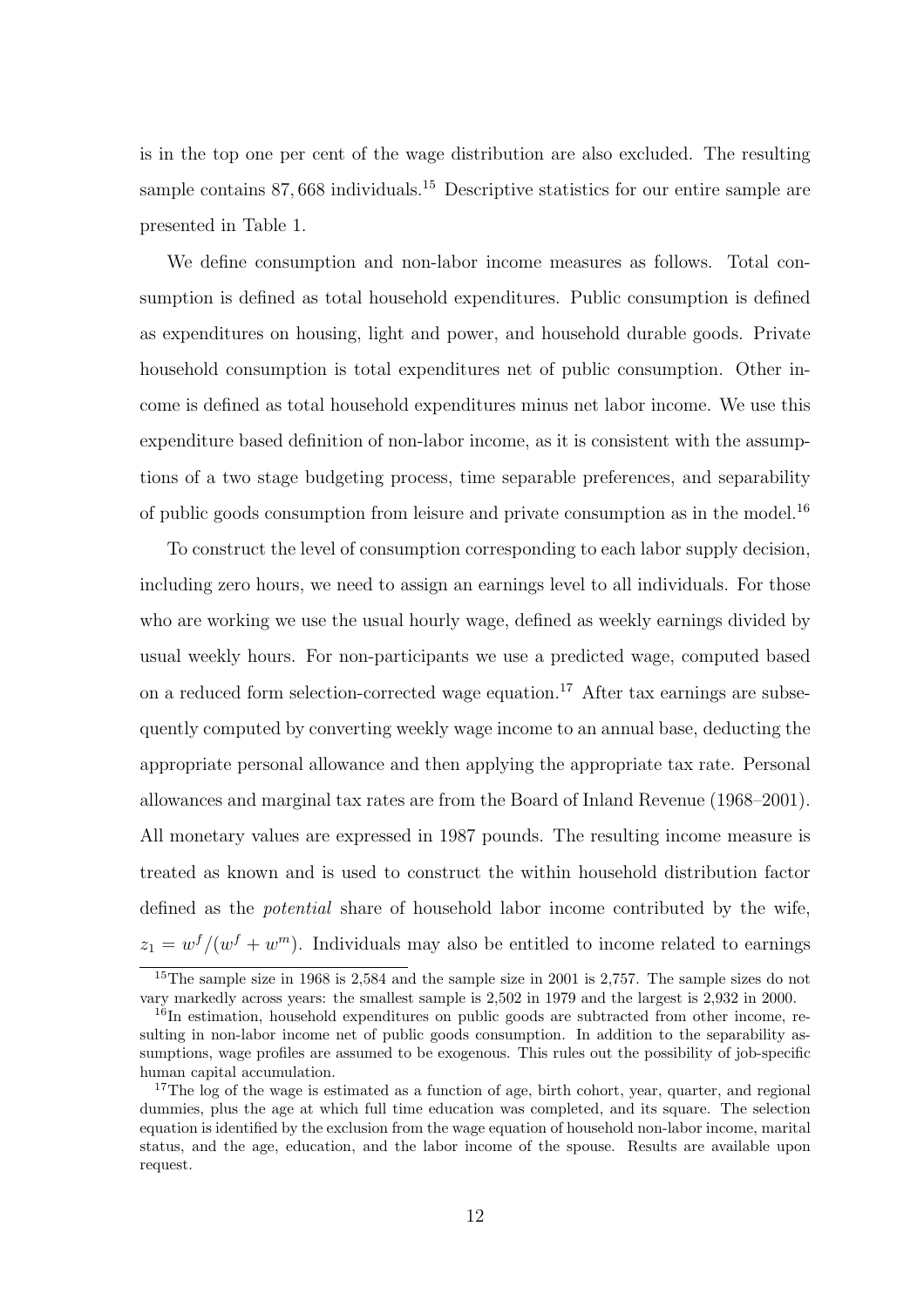is in the top one per cent of the wage distribution are also excluded. The resulting sample contains 87,668 individuals.[15] Descriptive statistics for our entire sample are presented in Table 1.

We define consumption and non-labor income measures as follows. Total consumption is defined as total household expenditures. Public consumption is defined as expenditures on housing, light and power, and household durable goods. Private household consumption is total expenditures net of public consumption. Other income is defined as total household expenditures minus net labor income. We use this expenditure based definition of non-labor income, as it is consistent with the assumptions of a two stage budgeting process, time separable preferences, and separability of public goods consumption from leisure and private consumption as in the model.[16]

To construct the level of consumption corresponding to each labor supply decision, including zero hours, we need to assign an earnings level to all individuals. For those who are working we use the usual hourly wage, defined as weekly earnings divided by usual weekly hours. For non-participants we use a predicted wage, computed based on a reduced form selection-corrected wage equation.[17] After tax earnings are subsequently computed by converting weekly wage income to an annual base, deducting the appropriate personal allowance and then applying the appropriate tax rate. Personal allowances and marginal tax rates are from the Board of Inland Revenue (1968–2001). All monetary values are expressed in 1987 pounds. The resulting income measure is treated as known and is used to construct the within household distribution factor defined as the *potential* share of household labor income contributed by the wife, $z_1 = w^f/(w^f + w^m)$. Individuals may also be entitled to income related to earnings

[15] The sample size in 1968 is 2,584 and the sample size in 2001 is 2,757. The sample sizes do not vary markedly across years: the smallest sample is 2,502 in 1979 and the largest is 2,932 in 2000.

[16] In estimation, household expenditures on public goods are subtracted from other income, resulting in non-labor income net of public goods consumption. In addition to the separability assumptions, wage profiles are assumed to be exogenous. This rules out the possibility of job-specific human capital accumulation.

[17] The log of the wage is estimated as a function of age, birth cohort, year, quarter, and regional dummies, plus the age at which full time education was completed, and its square. The selection equation is identified by the exclusion from the wage equation of household non-labor income, marital status, and the age, education, and the labor income of the spouse. Results are available upon request.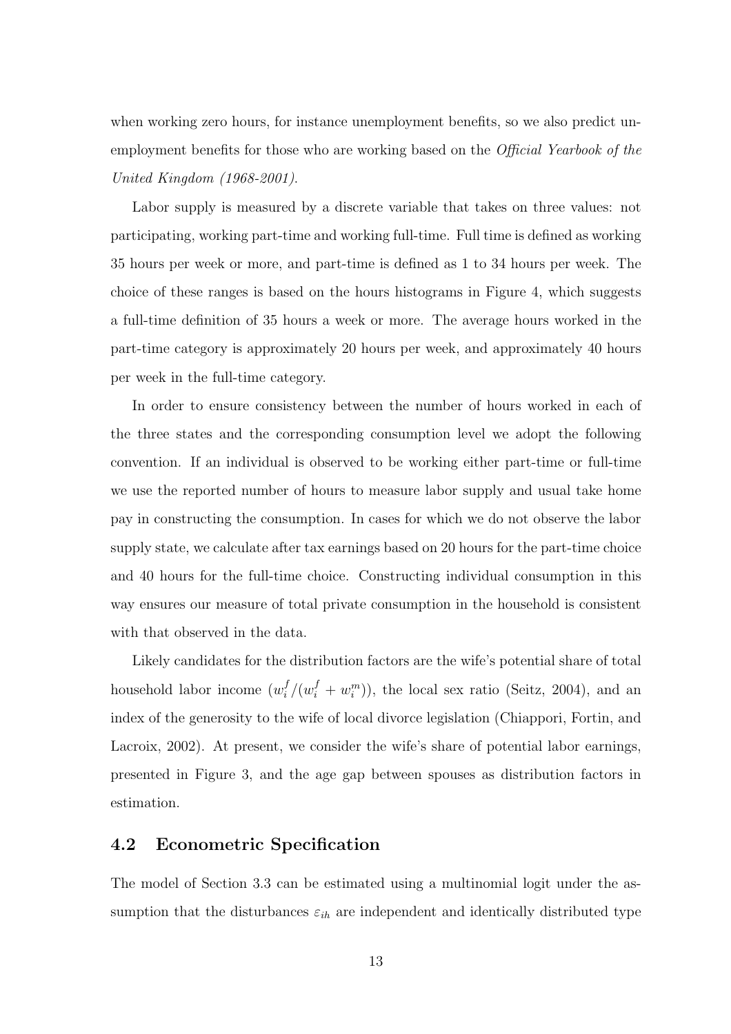when working zero hours, for instance unemployment benefits, so we also predict unemployment benefits for those who are working based on the *Official Yearbook of the United Kingdom (1968-2001)*.

Labor supply is measured by a discrete variable that takes on three values: not participating, working part-time and working full-time. Full time is defined as working 35 hours per week or more, and part-time is defined as 1 to 34 hours per week. The choice of these ranges is based on the hours histograms in Figure 4, which suggests a full-time definition of 35 hours a week or more. The average hours worked in the part-time category is approximately 20 hours per week, and approximately 40 hours per week in the full-time category.

In order to ensure consistency between the number of hours worked in each of the three states and the corresponding consumption level we adopt the following convention. If an individual is observed to be working either part-time or full-time we use the reported number of hours to measure labor supply and usual take home pay in constructing the consumption. In cases for which we do not observe the labor supply state, we calculate after tax earnings based on 20 hours for the part-time choice and 40 hours for the full-time choice. Constructing individual consumption in this way ensures our measure of total private consumption in the household is consistent with that observed in the data.

Likely candidates for the distribution factors are the wife's potential share of total household labor income $(w_i^f/(w_i^f + w_i^m))$, the local sex ratio (Seitz, 2004), and an index of the generosity to the wife of local divorce legislation (Chiappori, Fortin, and Lacroix, 2002). At present, we consider the wife's share of potential labor earnings, presented in Figure 3, and the age gap between spouses as distribution factors in estimation.

## 4.2 Econometric Specification

The model of Section 3.3 can be estimated using a multinomial logit under the assumption that the disturbances $\varepsilon_{ih}$ are independent and identically distributed type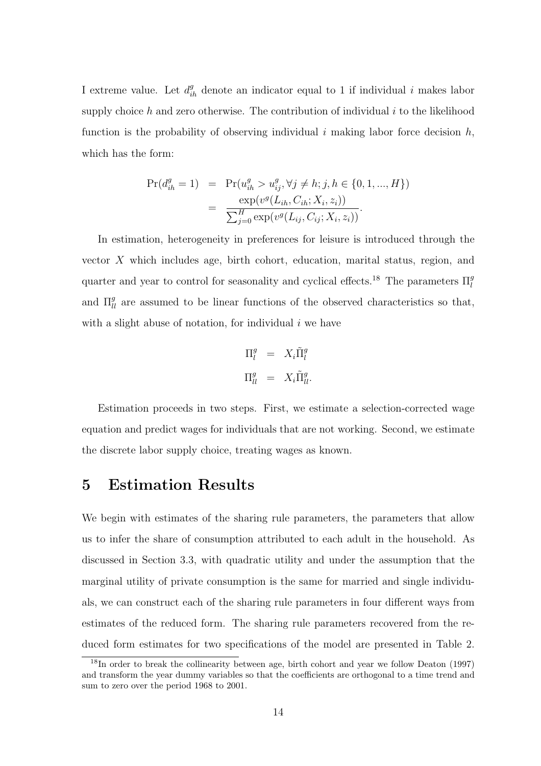I extreme value. Let $d_{ih}^{g}$ denote an indicator equal to 1 if individual $i$ makes labor supply choice $h$ and zero otherwise. The contribution of individual $i$ to the likelihood function is the probability of observing individual $i$ making labor force decision $h$, which has the form:

$$
\begin{aligned}
\Pr(d_{ih}^{g} = 1) &= \Pr(u_{ih}^{g} > u_{ij}^{g}, \forall j \neq h; j, h \in \{0, 1, ..., H\}) \\
&= \frac{\exp(v^{g}(L_{ih}, C_{ih}; X_i, z_i))}{\sum_{j=0}^{H} \exp(v^{g}(L_{ij}, C_{ij}; X_i, z_i))}.
\end{aligned}
$$

In estimation, heterogeneity in preferences for leisure is introduced through the vector $X$ which includes age, birth cohort, education, marital status, region, and quarter and year to control for seasonality and cyclical effects.[18] The parameters $\Pi_{l}^{g}$ and $\Pi_{ll}^{g}$ are assumed to be linear functions of the observed characteristics so that, with a slight abuse of notation, for individual $i$ we have

$$
\begin{aligned}
\Pi_{l}^{g} &= X_i \tilde{\Pi}_{l}^{g} \\
\Pi_{ll}^{g} &= X_i \tilde{\Pi}_{ll}^{g}.
\end{aligned}
$$

Estimation proceeds in two steps. First, we estimate a selection-corrected wage equation and predict wages for individuals that are not working. Second, we estimate the discrete labor supply choice, treating wages as known.

# 5 Estimation Results

We begin with estimates of the sharing rule parameters, the parameters that allow us to infer the share of consumption attributed to each adult in the household. As discussed in Section 3.3, with quadratic utility and under the assumption that the marginal utility of private consumption is the same for married and single individuals, we can construct each of the sharing rule parameters in four different ways from estimates of the reduced form. The sharing rule parameters recovered from the reduced form estimates for two specifications of the model are presented in Table 2.

[18] In order to break the collinearity between age, birth cohort and year we follow Deaton (1997) and transform the year dummy variables so that the coefficients are orthogonal to a time trend and sum to zero over the period 1968 to 2001.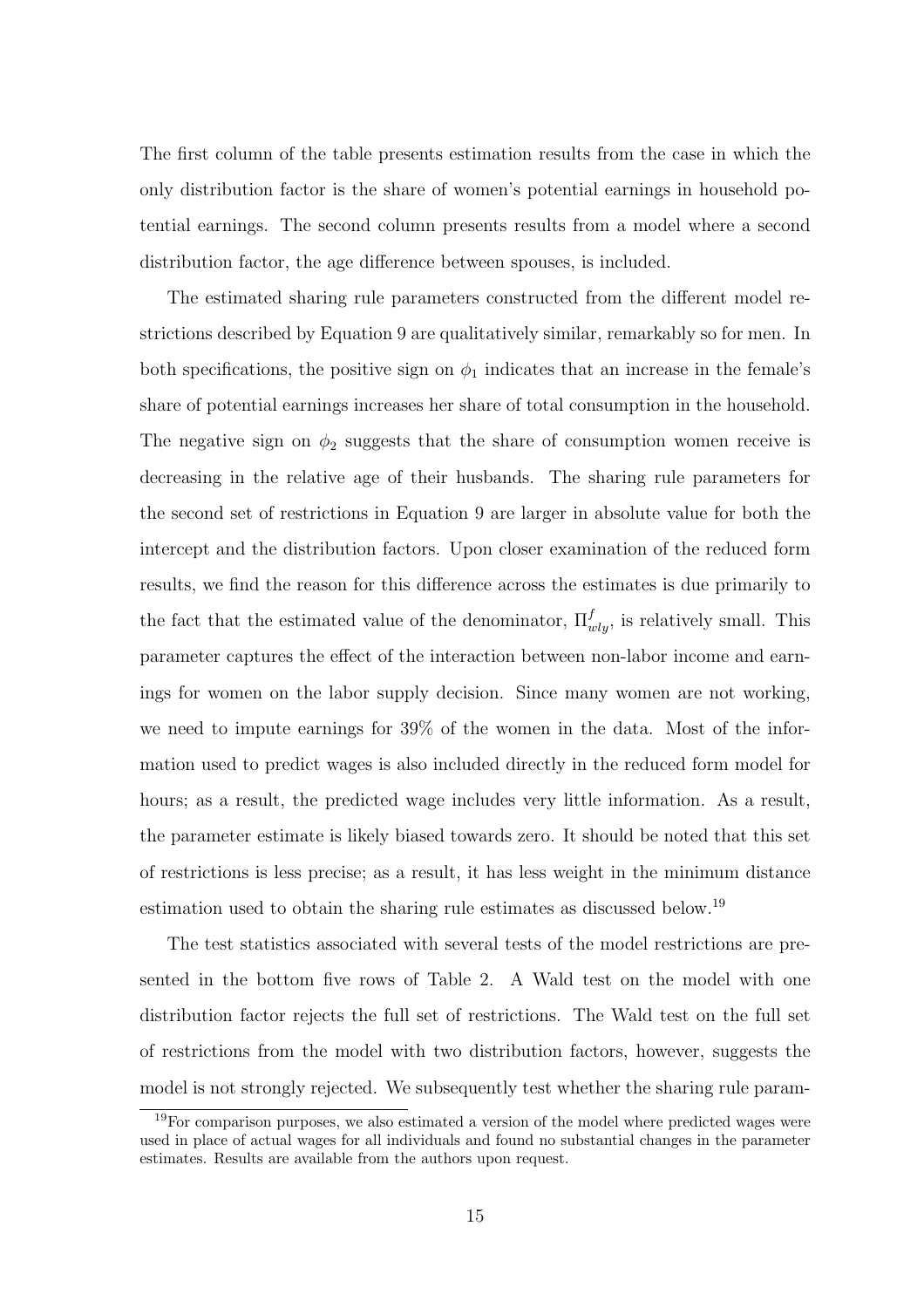The first column of the table presents estimation results from the case in which the only distribution factor is the share of women's potential earnings in household potential earnings. The second column presents results from a model where a second distribution factor, the age difference between spouses, is included.

The estimated sharing rule parameters constructed from the different model restrictions described by Equation 9 are qualitatively similar, remarkably so for men. In both specifications, the positive sign on $\phi_1$ indicates that an increase in the female's share of potential earnings increases her share of total consumption in the household. The negative sign on $\phi_2$ suggests that the share of consumption women receive is decreasing in the relative age of their husbands. The sharing rule parameters for the second set of restrictions in Equation 9 are larger in absolute value for both the intercept and the distribution factors. Upon closer examination of the reduced form results, we find the reason for this difference across the estimates is due primarily to the fact that the estimated value of the denominator, $\Pi^f_{wly}$, is relatively small. This parameter captures the effect of the interaction between non-labor income and earnings for women on the labor supply decision. Since many women are not working, we need to impute earnings for 39% of the women in the data. Most of the information used to predict wages is also included directly in the reduced form model for hours; as a result, the predicted wage includes very little information. As a result, the parameter estimate is likely biased towards zero. It should be noted that this set of restrictions is less precise; as a result, it has less weight in the minimum distance estimation used to obtain the sharing rule estimates as discussed below.[19]

The test statistics associated with several tests of the model restrictions are presented in the bottom five rows of Table 2. A Wald test on the model with one distribution factor rejects the full set of restrictions. The Wald test on the full set of restrictions from the model with two distribution factors, however, suggests the model is not strongly rejected. We subsequently test whether the sharing rule param-

[19]For comparison purposes, we also estimated a version of the model where predicted wages were used in place of actual wages for all individuals and found no substantial changes in the parameter estimates. Results are available from the authors upon request.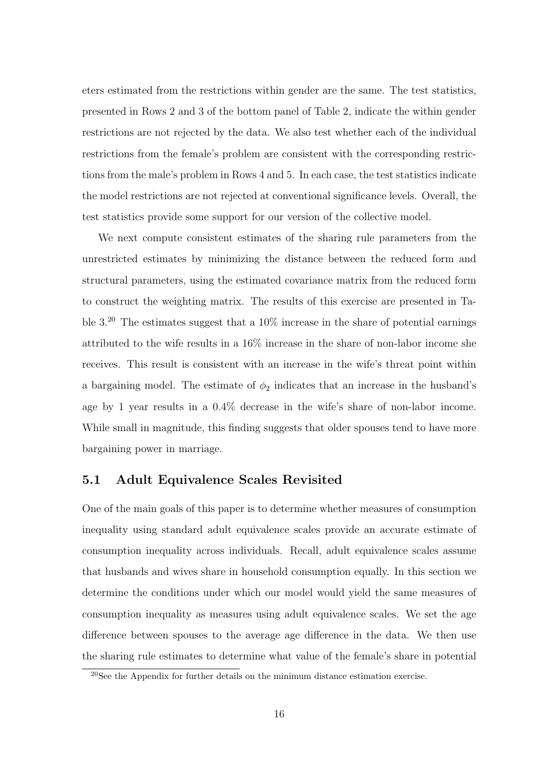eters estimated from the restrictions within gender are the same. The test statistics, presented in Rows 2 and 3 of the bottom panel of Table 2, indicate the within gender restrictions are not rejected by the data. We also test whether each of the individual restrictions from the female's problem are consistent with the corresponding restrictions from the male's problem in Rows 4 and 5. In each case, the test statistics indicate the model restrictions are not rejected at conventional significance levels. Overall, the test statistics provide some support for our version of the collective model.

We next compute consistent estimates of the sharing rule parameters from the unrestricted estimates by minimizing the distance between the reduced form and structural parameters, using the estimated covariance matrix from the reduced form to construct the weighting matrix. The results of this exercise are presented in Table 3.[20] The estimates suggest that a 10% increase in the share of potential earnings attributed to the wife results in a 16% increase in the share of non-labor income she receives. This result is consistent with an increase in the wife's threat point within a bargaining model. The estimate of $\phi_2$ indicates that an increase in the husband's age by 1 year results in a 0.4% decrease in the wife's share of non-labor income. While small in magnitude, this finding suggests that older spouses tend to have more bargaining power in marriage.

## 5.1 Adult Equivalence Scales Revisited

One of the main goals of this paper is to determine whether measures of consumption inequality using standard adult equivalence scales provide an accurate estimate of consumption inequality across individuals. Recall, adult equivalence scales assume that husbands and wives share in household consumption equally. In this section we determine the conditions under which our model would yield the same measures of consumption inequality as measures using adult equivalence scales. We set the age difference between spouses to the average age difference in the data. We then use the sharing rule estimates to determine what value of the female's share in potential

[20] See the Appendix for further details on the minimum distance estimation exercise.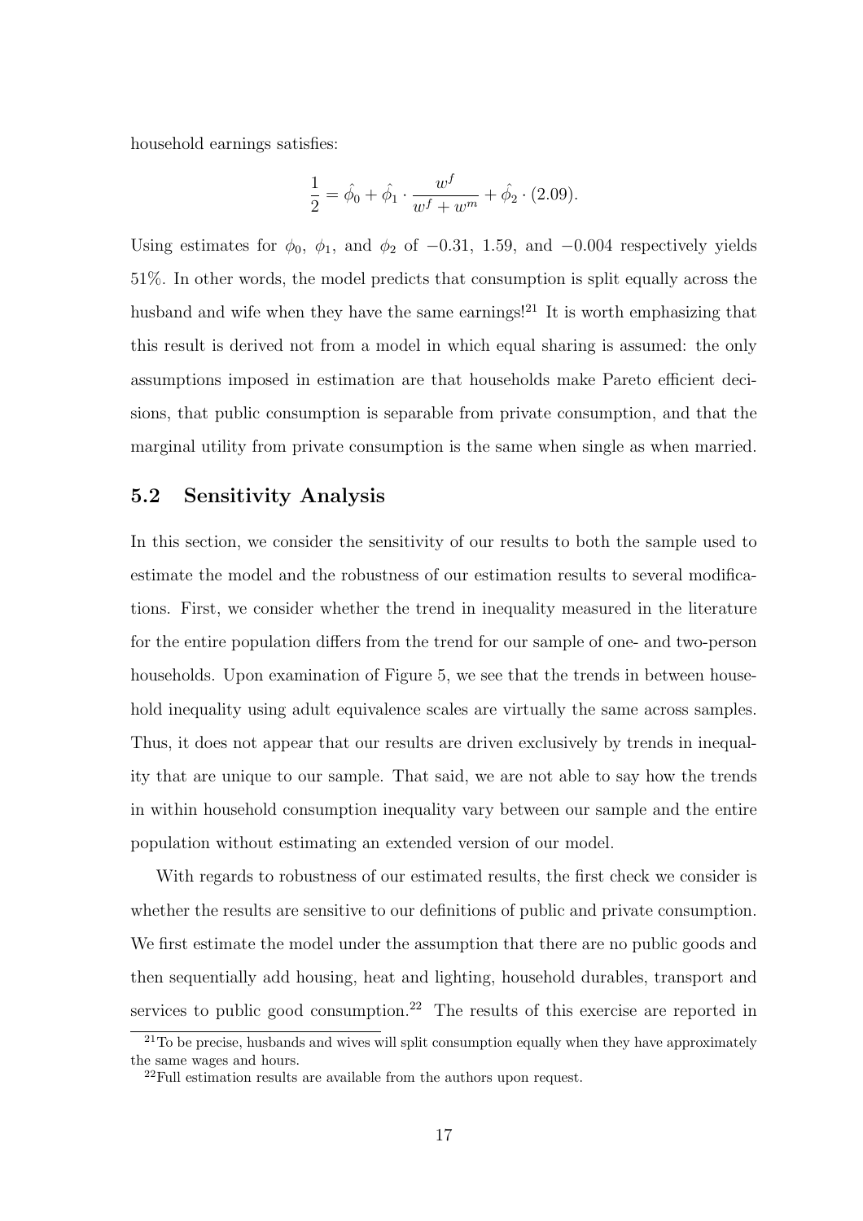household earnings satisfies:

$$\frac{1}{2} = \hat{\phi_0} + \hat{\phi_1} \cdot \frac{w^f}{w^f + w^m} + \hat{\phi_2} \cdot (2.09).$$

Using estimates for $\phi_0$, $\phi_1$, and $\phi_2$ of $-0.31$, 1.59, and $-0.004$ respectively yields 51%. In other words, the model predicts that consumption is split equally across the husband and wife when they have the same earnings![21] It is worth emphasizing that this result is derived not from a model in which equal sharing is assumed: the only assumptions imposed in estimation are that households make Pareto efficient decisions, that public consumption is separable from private consumption, and that the marginal utility from private consumption is the same when single as when married.

## 5.2 Sensitivity Analysis

In this section, we consider the sensitivity of our results to both the sample used to estimate the model and the robustness of our estimation results to several modifications. First, we consider whether the trend in inequality measured in the literature for the entire population differs from the trend for our sample of one- and two-person households. Upon examination of Figure 5, we see that the trends in between household inequality using adult equivalence scales are virtually the same across samples. Thus, it does not appear that our results are driven exclusively by trends in inequality that are unique to our sample. That said, we are not able to say how the trends in within household consumption inequality vary between our sample and the entire population without estimating an extended version of our model.

With regards to robustness of our estimated results, the first check we consider is whether the results are sensitive to our definitions of public and private consumption. We first estimate the model under the assumption that there are no public goods and then sequentially add housing, heat and lighting, household durables, transport and services to public good consumption.[22] The results of this exercise are reported in

[21] To be precise, husbands and wives will split consumption equally when they have approximately the same wages and hours.

[22] Full estimation results are available from the authors upon request.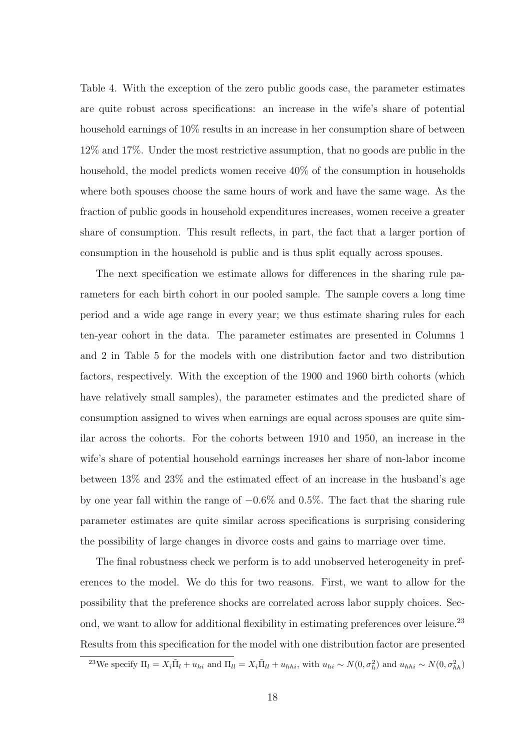Table 4. With the exception of the zero public goods case, the parameter estimates are quite robust across specifications: an increase in the wife's share of potential household earnings of 10% results in an increase in her consumption share of between 12% and 17%. Under the most restrictive assumption, that no goods are public in the household, the model predicts women receive 40% of the consumption in households where both spouses choose the same hours of work and have the same wage. As the fraction of public goods in household expenditures increases, women receive a greater share of consumption. This result reflects, in part, the fact that a larger portion of consumption in the household is public and is thus split equally across spouses.

The next specification we estimate allows for differences in the sharing rule parameters for each birth cohort in our pooled sample. The sample covers a long time period and a wide age range in every year; we thus estimate sharing rules for each ten-year cohort in the data. The parameter estimates are presented in Columns 1 and 2 in Table 5 for the models with one distribution factor and two distribution factors, respectively. With the exception of the 1900 and 1960 birth cohorts (which have relatively small samples), the parameter estimates and the predicted share of consumption assigned to wives when earnings are equal across spouses are quite similar across the cohorts. For the cohorts between 1910 and 1950, an increase in the wife's share of potential household earnings increases her share of non-labor income between 13% and 23% and the estimated effect of an increase in the husband's age by one year fall within the range of −0.6% and 0.5%. The fact that the sharing rule parameter estimates are quite similar across specifications is surprising considering the possibility of large changes in divorce costs and gains to marriage over time.

The final robustness check we perform is to add unobserved heterogeneity in preferences to the model. We do this for two reasons. First, we want to allow for the possibility that the preference shocks are correlated across labor supply choices. Second, we want to allow for additional flexibility in estimating preferences over leisure.[23] Results from this specification for the model with one distribution factor are presented

[23] We specify $\Pi_l = X_i\tilde{\Pi}_l + u_{hi}$ and $\Pi_{ll} = X_i\tilde{\Pi}_{ll} + u_{hhi}$, with $u_{hi} \sim N(0, \sigma_h^2)$ and $u_{hhi} \sim N(0, \sigma_{hh}^2)$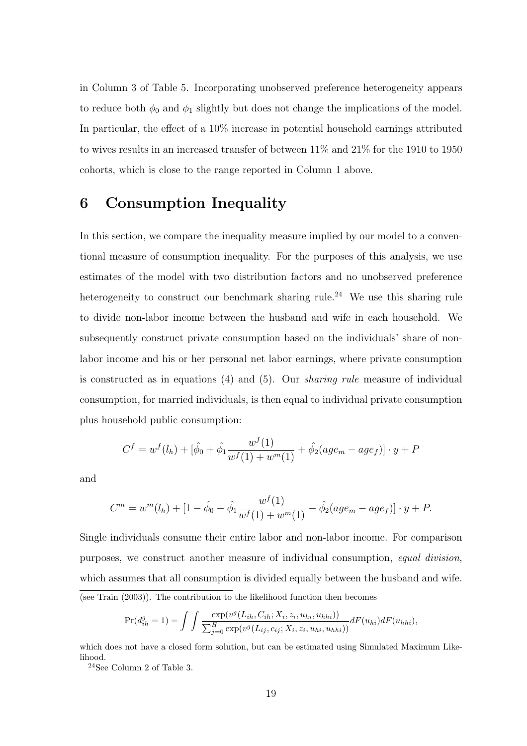in Column 3 of Table 5. Incorporating unobserved preference heterogeneity appears to reduce both $\phi_0$ and $\phi_1$ slightly but does not change the implications of the model. In particular, the effect of a 10% increase in potential household earnings attributed to wives results in an increased transfer of between 11% and 21% for the 1910 to 1950 cohorts, which is close to the range reported in Column 1 above.

# 6 Consumption Inequality

In this section, we compare the inequality measure implied by our model to a conventional measure of consumption inequality. For the purposes of this analysis, we use estimates of the model with two distribution factors and no unobserved preference heterogeneity to construct our benchmark sharing rule.[24] We use this sharing rule to divide non-labor income between the husband and wife in each household. We subsequently construct private consumption based on the individuals' share of non-labor income and his or her personal net labor earnings, where private consumption is constructed as in equations (4) and (5). Our *sharing rule* measure of individual consumption, for married individuals, is then equal to individual private consumption plus household public consumption:

$$C^f = w^f(l_h) + [\hat{\phi_0} + \hat{\phi_1}\frac{w^f(1)}{w^f(1) + w^m(1)} + \hat{\phi_2}(age_m - age_f)] \cdot y + P$$

and

$$C^m = w^m(l_h) + [1 - \hat{\phi_0} - \hat{\phi_1}\frac{w^f(1)}{w^f(1) + w^m(1)} - \hat{\phi_2}(age_m - age_f)] \cdot y + P.$$

Single individuals consume their entire labor and non-labor income. For comparison purposes, we construct another measure of individual consumption, *equal division*, which assumes that all consumption is divided equally between the husband and wife.

(see Train (2003)). The contribution to the likelihood function then becomes

$$\Pr(d_{ih}^g = 1) = \int \int \frac{\exp(v^g(L_{ih}, C_{ih}; X_i, z_i, u_{hi}, u_{hhi}))}{\sum_{j=0}^H \exp(v^g(L_{ij}, c_{ij}; X_i, z_i, u_{hi}, u_{hhi}))} dF(u_{hi}) dF(u_{hhi}),$$

which does not have a closed form solution, but can be estimated using Simulated Maximum Likelihood.

[24] See Column 2 of Table 3.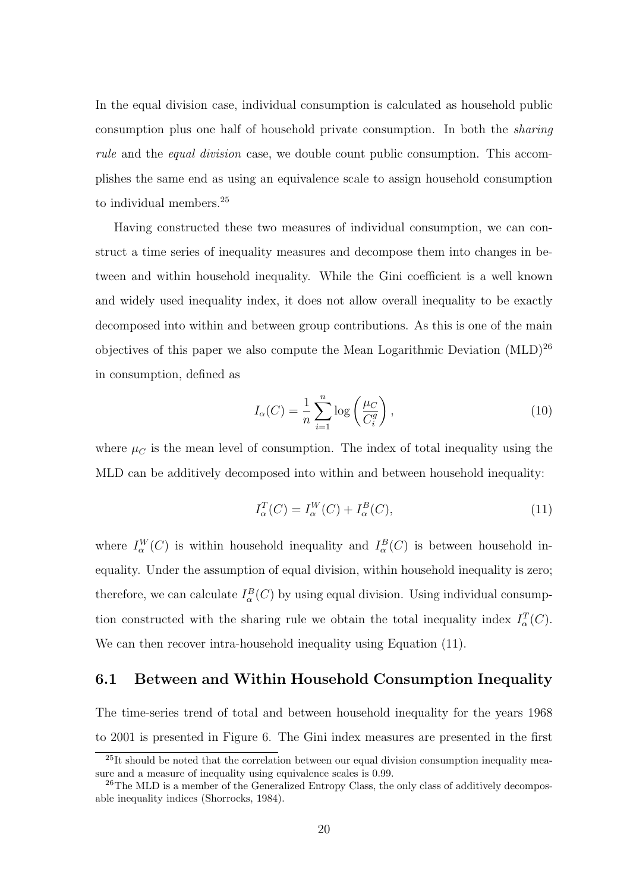In the equal division case, individual consumption is calculated as household public consumption plus one half of household private consumption. In both the *sharing rule* and the *equal division* case, we double count public consumption. This accomplishes the same end as using an equivalence scale to assign household consumption to individual members.[25]

Having constructed these two measures of individual consumption, we can construct a time series of inequality measures and decompose them into changes in between and within household inequality. While the Gini coefficient is a well known and widely used inequality index, it does not allow overall inequality to be exactly decomposed into within and between group contributions. As this is one of the main objectives of this paper we also compute the Mean Logarithmic Deviation (MLD)[26] in consumption, defined as

$$I_\alpha(C) = \frac{1}{n}\sum_{i=1}^{n} \log\left(\frac{\mu_C}{C_i^g}\right), \tag{10}$$

where $\mu_C$ is the mean level of consumption. The index of total inequality using the MLD can be additively decomposed into within and between household inequality:

$$I_\alpha^T(C) = I_\alpha^W(C) + I_\alpha^B(C), \tag{11}$$

where $I_\alpha^W(C)$ is within household inequality and $I_\alpha^B(C)$ is between household inequality. Under the assumption of equal division, within household inequality is zero; therefore, we can calculate $I_\alpha^B(C)$ by using equal division. Using individual consumption constructed with the sharing rule we obtain the total inequality index $I_\alpha^T(C)$. We can then recover intra-household inequality using Equation (11).

## 6.1 Between and Within Household Consumption Inequality

The time-series trend of total and between household inequality for the years 1968 to 2001 is presented in Figure 6. The Gini index measures are presented in the first

[25] It should be noted that the correlation between our equal division consumption inequality measure and a measure of inequality using equivalence scales is 0.99.

[26] The MLD is a member of the Generalized Entropy Class, the only class of additively decomposable inequality indices (Shorrocks, 1984).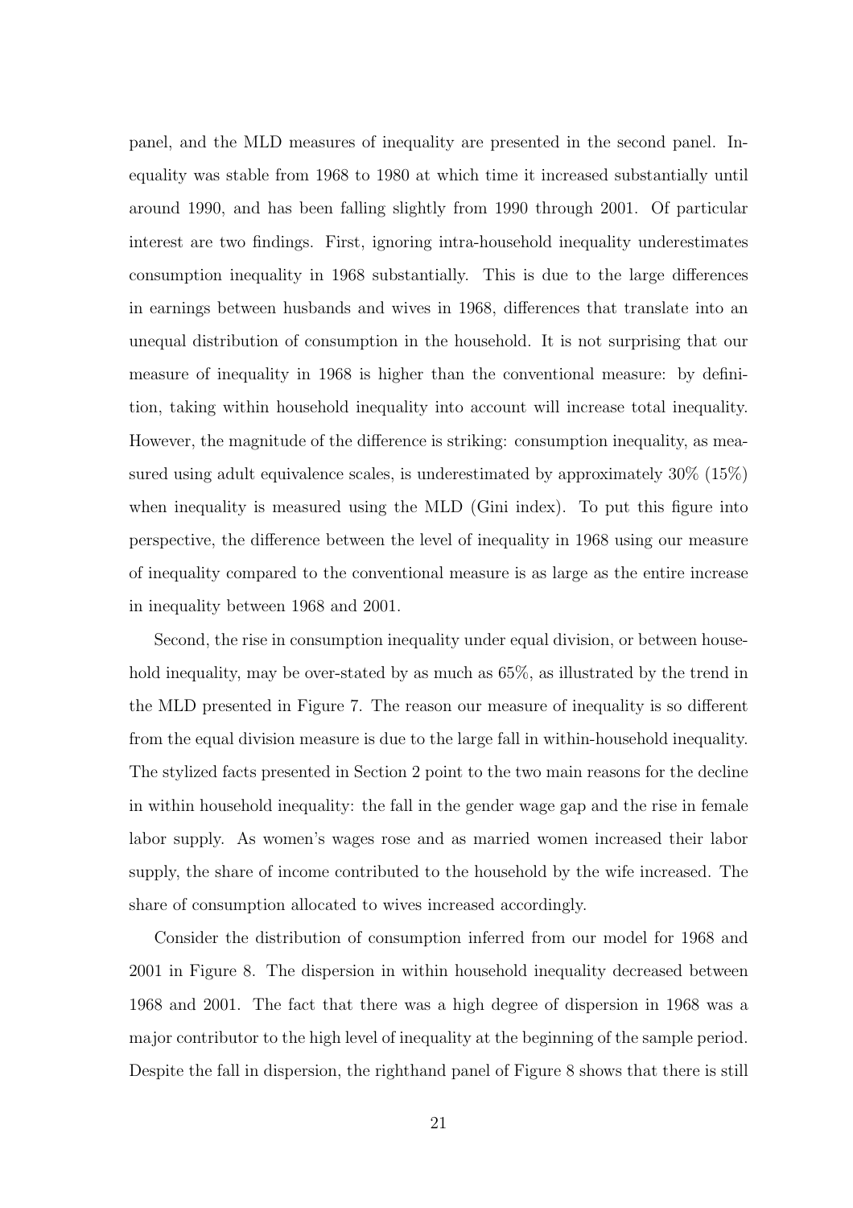panel, and the MLD measures of inequality are presented in the second panel. Inequality was stable from 1968 to 1980 at which time it increased substantially until around 1990, and has been falling slightly from 1990 through 2001. Of particular interest are two findings. First, ignoring intra-household inequality underestimates consumption inequality in 1968 substantially. This is due to the large differences in earnings between husbands and wives in 1968, differences that translate into an unequal distribution of consumption in the household. It is not surprising that our measure of inequality in 1968 is higher than the conventional measure: by definition, taking within household inequality into account will increase total inequality. However, the magnitude of the difference is striking: consumption inequality, as measured using adult equivalence scales, is underestimated by approximately 30% (15%) when inequality is measured using the MLD (Gini index). To put this figure into perspective, the difference between the level of inequality in 1968 using our measure of inequality compared to the conventional measure is as large as the entire increase in inequality between 1968 and 2001.

Second, the rise in consumption inequality under equal division, or between household inequality, may be over-stated by as much as 65%, as illustrated by the trend in the MLD presented in Figure 7. The reason our measure of inequality is so different from the equal division measure is due to the large fall in within-household inequality. The stylized facts presented in Section 2 point to the two main reasons for the decline in within household inequality: the fall in the gender wage gap and the rise in female labor supply. As women's wages rose and as married women increased their labor supply, the share of income contributed to the household by the wife increased. The share of consumption allocated to wives increased accordingly.

Consider the distribution of consumption inferred from our model for 1968 and 2001 in Figure 8. The dispersion in within household inequality decreased between 1968 and 2001. The fact that there was a high degree of dispersion in 1968 was a major contributor to the high level of inequality at the beginning of the sample period. Despite the fall in dispersion, the righthand panel of Figure 8 shows that there is still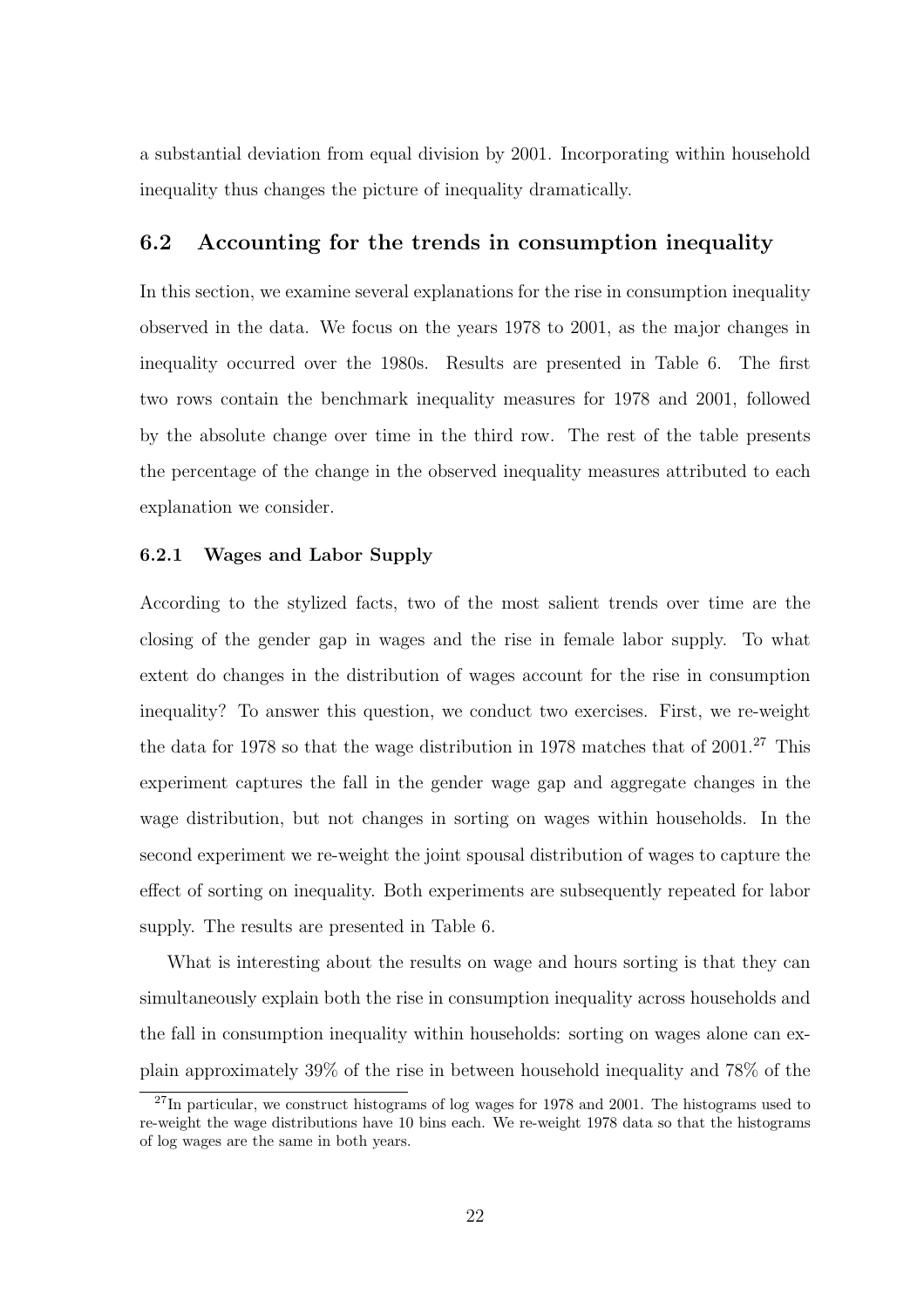a substantial deviation from equal division by 2001. Incorporating within household inequality thus changes the picture of inequality dramatically.

## 6.2 Accounting for the trends in consumption inequality

In this section, we examine several explanations for the rise in consumption inequality observed in the data. We focus on the years 1978 to 2001, as the major changes in inequality occurred over the 1980s. Results are presented in Table 6. The first two rows contain the benchmark inequality measures for 1978 and 2001, followed by the absolute change over time in the third row. The rest of the table presents the percentage of the change in the observed inequality measures attributed to each explanation we consider.

### 6.2.1 Wages and Labor Supply

According to the stylized facts, two of the most salient trends over time are the closing of the gender gap in wages and the rise in female labor supply. To what extent do changes in the distribution of wages account for the rise in consumption inequality? To answer this question, we conduct two exercises. First, we re-weight the data for 1978 so that the wage distribution in 1978 matches that of 2001.[27] This experiment captures the fall in the gender wage gap and aggregate changes in the wage distribution, but not changes in sorting on wages within households. In the second experiment we re-weight the joint spousal distribution of wages to capture the effect of sorting on inequality. Both experiments are subsequently repeated for labor supply. The results are presented in Table 6.

What is interesting about the results on wage and hours sorting is that they can simultaneously explain both the rise in consumption inequality across households and the fall in consumption inequality within households: sorting on wages alone can explain approximately 39% of the rise in between household inequality and 78% of the

[27] In particular, we construct histograms of log wages for 1978 and 2001. The histograms used to re-weight the wage distributions have 10 bins each. We re-weight 1978 data so that the histograms of log wages are the same in both years.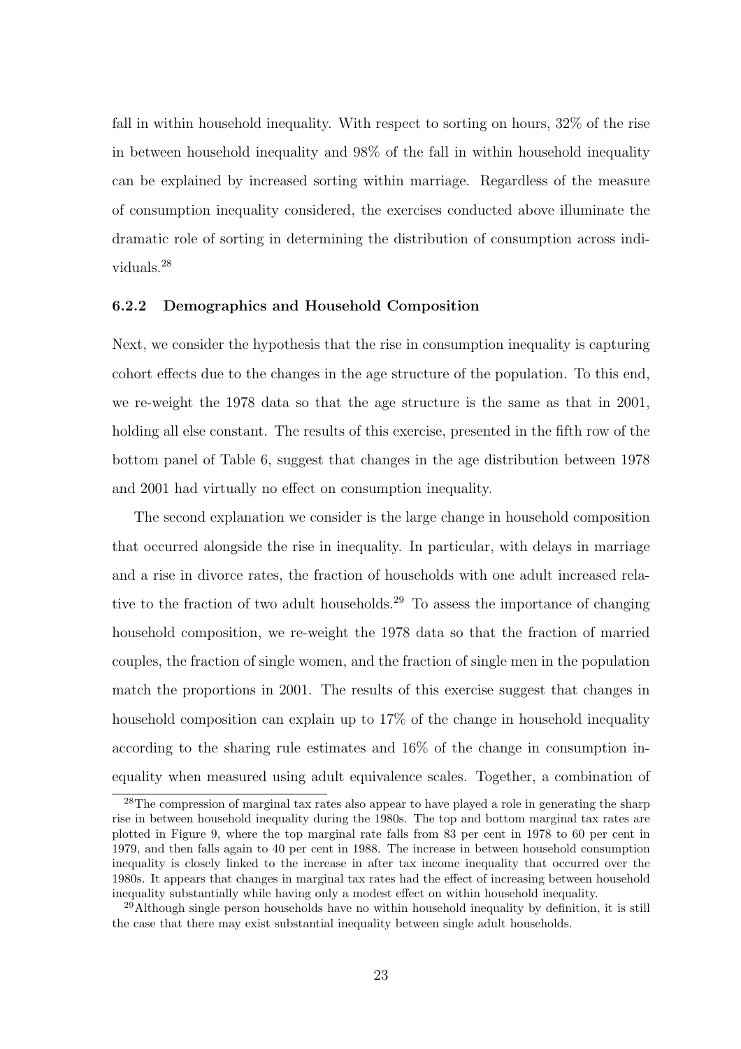fall in within household inequality. With respect to sorting on hours, 32% of the rise in between household inequality and 98% of the fall in within household inequality can be explained by increased sorting within marriage. Regardless of the measure of consumption inequality considered, the exercises conducted above illuminate the dramatic role of sorting in determining the distribution of consumption across individuals.[28]

### 6.2.2 Demographics and Household Composition

Next, we consider the hypothesis that the rise in consumption inequality is capturing cohort effects due to the changes in the age structure of the population. To this end, we re-weight the 1978 data so that the age structure is the same as that in 2001, holding all else constant. The results of this exercise, presented in the fifth row of the bottom panel of Table 6, suggest that changes in the age distribution between 1978 and 2001 had virtually no effect on consumption inequality.

The second explanation we consider is the large change in household composition that occurred alongside the rise in inequality. In particular, with delays in marriage and a rise in divorce rates, the fraction of households with one adult increased relative to the fraction of two adult households.[29] To assess the importance of changing household composition, we re-weight the 1978 data so that the fraction of married couples, the fraction of single women, and the fraction of single men in the population match the proportions in 2001. The results of this exercise suggest that changes in household composition can explain up to 17% of the change in household inequality according to the sharing rule estimates and 16% of the change in consumption inequality when measured using adult equivalence scales. Together, a combination of

[28]The compression of marginal tax rates also appear to have played a role in generating the sharp rise in between household inequality during the 1980s. The top and bottom marginal tax rates are plotted in Figure 9, where the top marginal rate falls from 83 per cent in 1978 to 60 per cent in 1979, and then falls again to 40 per cent in 1988. The increase in between household consumption inequality is closely linked to the increase in after tax income inequality that occurred over the 1980s. It appears that changes in marginal tax rates had the effect of increasing between household inequality substantially while having only a modest effect on within household inequality.

[29]Although single person households have no within household inequality by definition, it is still the case that there may exist substantial inequality between single adult households.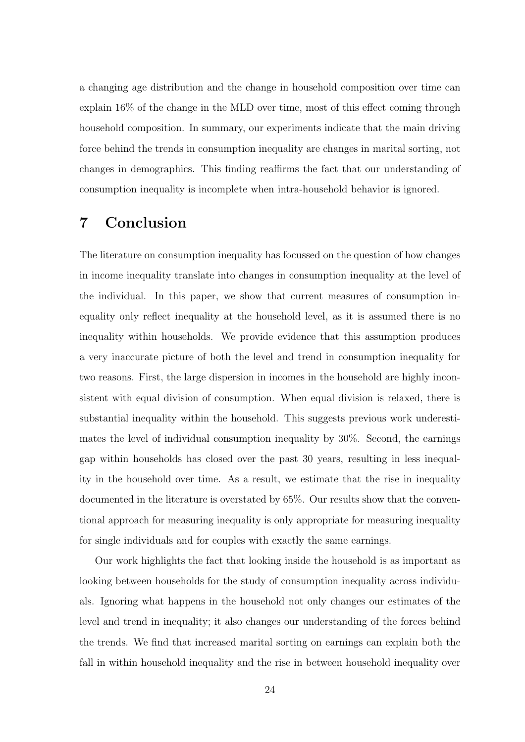a changing age distribution and the change in household composition over time can explain 16% of the change in the MLD over time, most of this effect coming through household composition. In summary, our experiments indicate that the main driving force behind the trends in consumption inequality are changes in marital sorting, not changes in demographics. This finding reaffirms the fact that our understanding of consumption inequality is incomplete when intra-household behavior is ignored.

# 7 Conclusion

The literature on consumption inequality has focussed on the question of how changes in income inequality translate into changes in consumption inequality at the level of the individual. In this paper, we show that current measures of consumption inequality only reflect inequality at the household level, as it is assumed there is no inequality within households. We provide evidence that this assumption produces a very inaccurate picture of both the level and trend in consumption inequality for two reasons. First, the large dispersion in incomes in the household are highly inconsistent with equal division of consumption. When equal division is relaxed, there is substantial inequality within the household. This suggests previous work underestimates the level of individual consumption inequality by 30%. Second, the earnings gap within households has closed over the past 30 years, resulting in less inequality in the household over time. As a result, we estimate that the rise in inequality documented in the literature is overstated by 65%. Our results show that the conventional approach for measuring inequality is only appropriate for measuring inequality for single individuals and for couples with exactly the same earnings.

Our work highlights the fact that looking inside the household is as important as looking between households for the study of consumption inequality across individuals. Ignoring what happens in the household not only changes our estimates of the level and trend in inequality; it also changes our understanding of the forces behind the trends. We find that increased marital sorting on earnings can explain both the fall in within household inequality and the rise in between household inequality over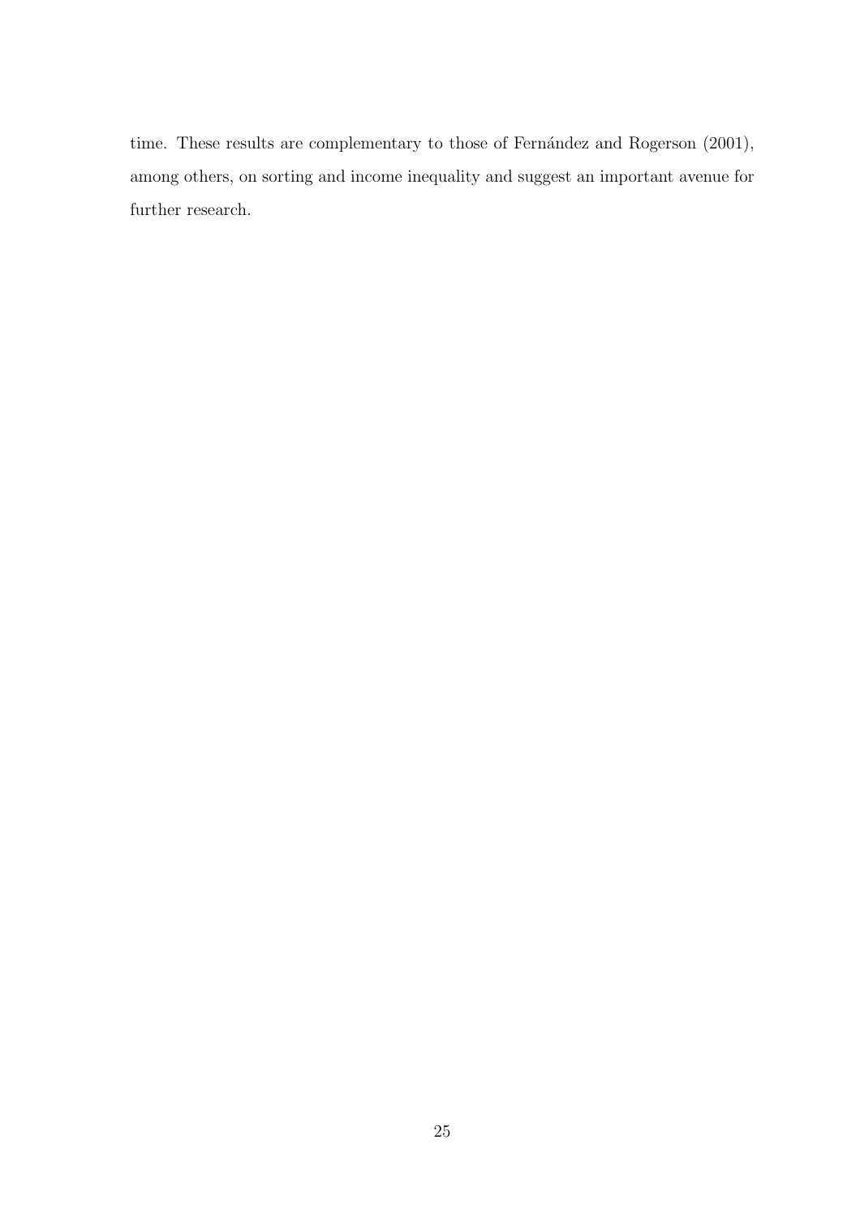time. These results are complementary to those of Fernández and Rogerson (2001), among others, on sorting and income inequality and suggest an important avenue for further research.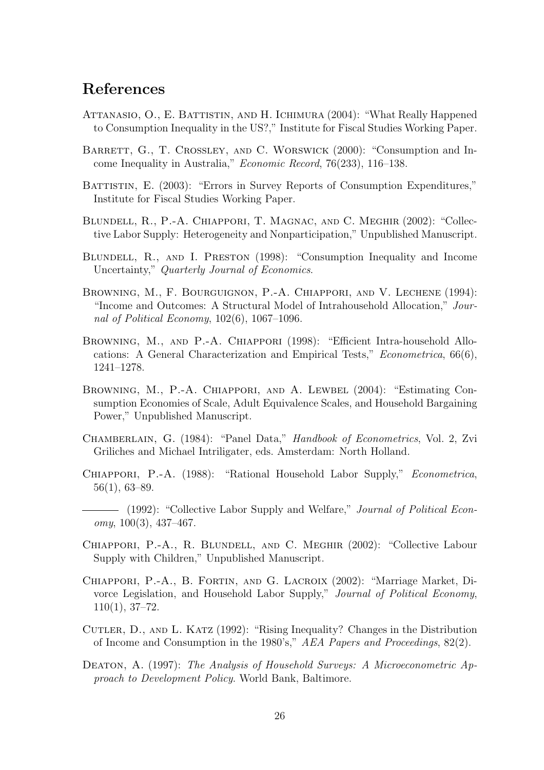## References

Attanasio, O., E. Battistin, and H. Ichimura (2004): "What Really Happened to Consumption Inequality in the US?," Institute for Fiscal Studies Working Paper.

Barrett, G., T. Crossley, and C. Worswick (2000): "Consumption and Income Inequality in Australia," *Economic Record*, 76(233), 116–138.

Battistin, E. (2003): "Errors in Survey Reports of Consumption Expenditures," Institute for Fiscal Studies Working Paper.

Blundell, R., P.-A. Chiappori, T. Magnac, and C. Meghir (2002): "Collective Labor Supply: Heterogeneity and Nonparticipation," Unpublished Manuscript.

Blundell, R., and I. Preston (1998): "Consumption Inequality and Income Uncertainty," *Quarterly Journal of Economics*.

Browning, M., F. Bourguignon, P.-A. Chiappori, and V. Lechene (1994): "Income and Outcomes: A Structural Model of Intrahousehold Allocation," *Journal of Political Economy*, 102(6), 1067–1096.

Browning, M., and P.-A. Chiappori (1998): "Efficient Intra-household Allocations: A General Characterization and Empirical Tests," *Econometrica*, 66(6), 1241–1278.

Browning, M., P.-A. Chiappori, and A. Lewbel (2004): "Estimating Consumption Economies of Scale, Adult Equivalence Scales, and Household Bargaining Power," Unpublished Manuscript.

Chamberlain, G. (1984): "Panel Data," *Handbook of Econometrics*, Vol. 2, Zvi Griliches and Michael Intriligater, eds. Amsterdam: North Holland.

Chiappori, P.-A. (1988): "Rational Household Labor Supply," *Econometrica*, 56(1), 63–89.

——— (1992): "Collective Labor Supply and Welfare," *Journal of Political Economy*, 100(3), 437–467.

Chiappori, P.-A., R. Blundell, and C. Meghir (2002): "Collective Labour Supply with Children," Unpublished Manuscript.

Chiappori, P.-A., B. Fortin, and G. Lacroix (2002): "Marriage Market, Divorce Legislation, and Household Labor Supply," *Journal of Political Economy*, 110(1), 37–72.

Cutler, D., and L. Katz (1992): "Rising Inequality? Changes in the Distribution of Income and Consumption in the 1980's," *AEA Papers and Proceedings*, 82(2).

Deaton, A. (1997): *The Analysis of Household Surveys: A Microeconometric Approach to Development Policy.* World Bank, Baltimore.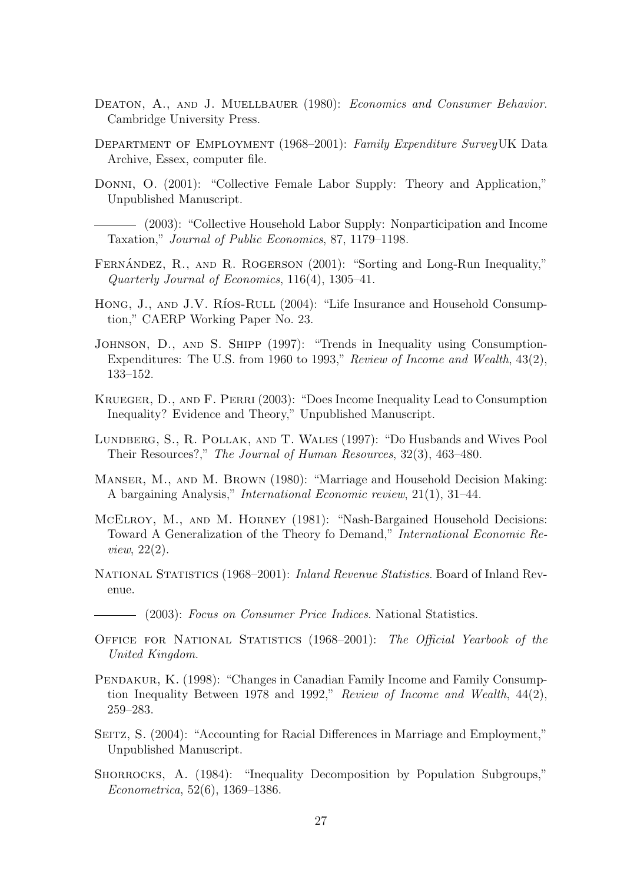Deaton, A., and J. Muellbauer (1980): *Economics and Consumer Behavior*. Cambridge University Press.

Department of Employment (1968–2001): *Family Expenditure Survey*UK Data Archive, Essex, computer file.

Donni, O. (2001): "Collective Female Labor Supply: Theory and Application," Unpublished Manuscript.

——— (2003): "Collective Household Labor Supply: Nonparticipation and Income Taxation," *Journal of Public Economics*, 87, 1179–1198.

Fernández, R., and R. Rogerson (2001): "Sorting and Long-Run Inequality," *Quarterly Journal of Economics*, 116(4), 1305–41.

Hong, J., and J.V. Ríos-Rull (2004): "Life Insurance and Household Consumption," CAERP Working Paper No. 23.

Johnson, D., and S. Shipp (1997): "Trends in Inequality using Consumption-Expenditures: The U.S. from 1960 to 1993," *Review of Income and Wealth*, 43(2), 133–152.

Krueger, D., and F. Perri (2003): "Does Income Inequality Lead to Consumption Inequality? Evidence and Theory," Unpublished Manuscript.

Lundberg, S., R. Pollak, and T. Wales (1997): "Do Husbands and Wives Pool Their Resources?," *The Journal of Human Resources*, 32(3), 463–480.

Manser, M., and M. Brown (1980): "Marriage and Household Decision Making: A bargaining Analysis," *International Economic review*, 21(1), 31–44.

McElroy, M., and M. Horney (1981): "Nash-Bargained Household Decisions: Toward A Generalization of the Theory fo Demand," *International Economic Review*, 22(2).

National Statistics (1968–2001): *Inland Revenue Statistics*. Board of Inland Revenue.

——— (2003): *Focus on Consumer Price Indices*. National Statistics.

Office for National Statistics (1968–2001): *The Official Yearbook of the United Kingdom*.

Pendakur, K. (1998): "Changes in Canadian Family Income and Family Consumption Inequality Between 1978 and 1992," *Review of Income and Wealth*, 44(2), 259–283.

Seitz, S. (2004): "Accounting for Racial Differences in Marriage and Employment," Unpublished Manuscript.

Shorrocks, A. (1984): "Inequality Decomposition by Population Subgroups," *Econometrica*, 52(6), 1369–1386.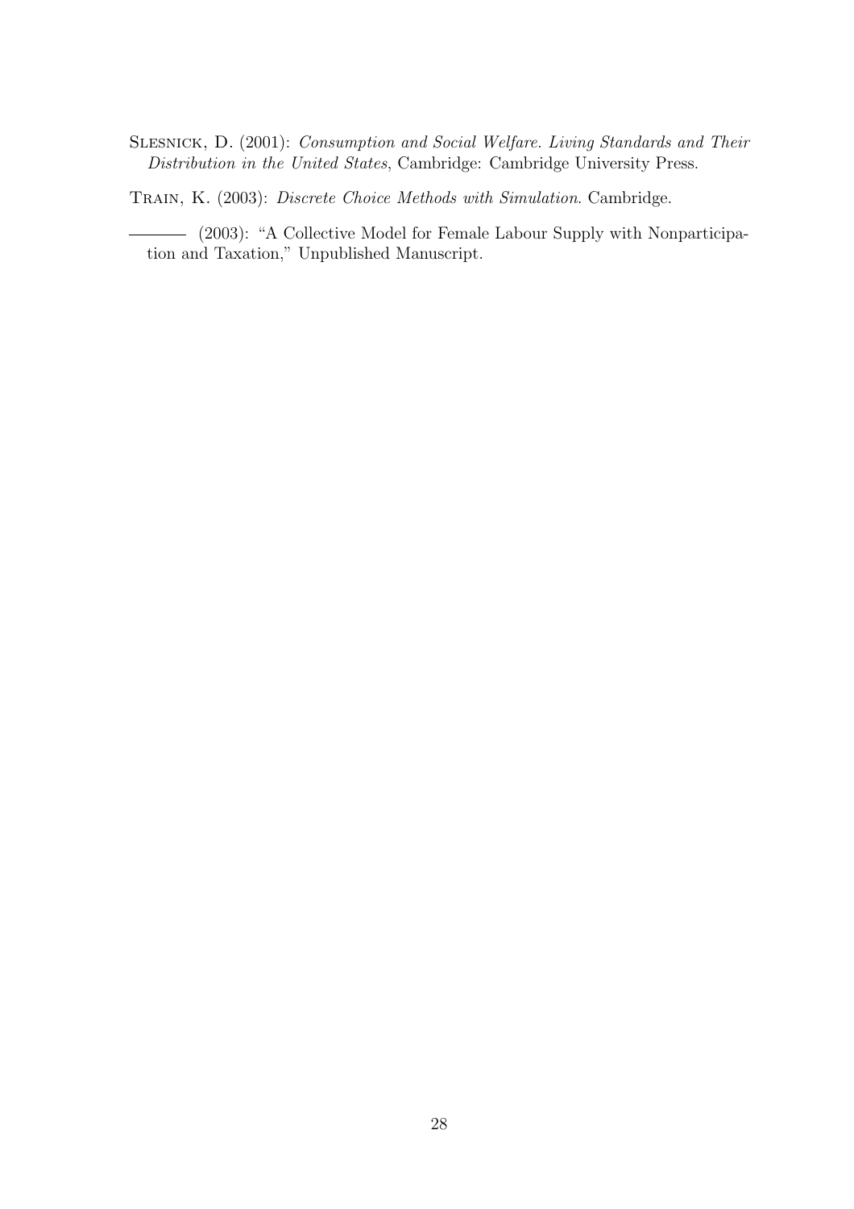Slesnick, D. (2001): *Consumption and Social Welfare. Living Standards and Their Distribution in the United States*, Cambridge: Cambridge University Press.

Train, K. (2003): *Discrete Choice Methods with Simulation*. Cambridge.

——— (2003): "A Collective Model for Female Labour Supply with Nonparticipation and Taxation," Unpublished Manuscript.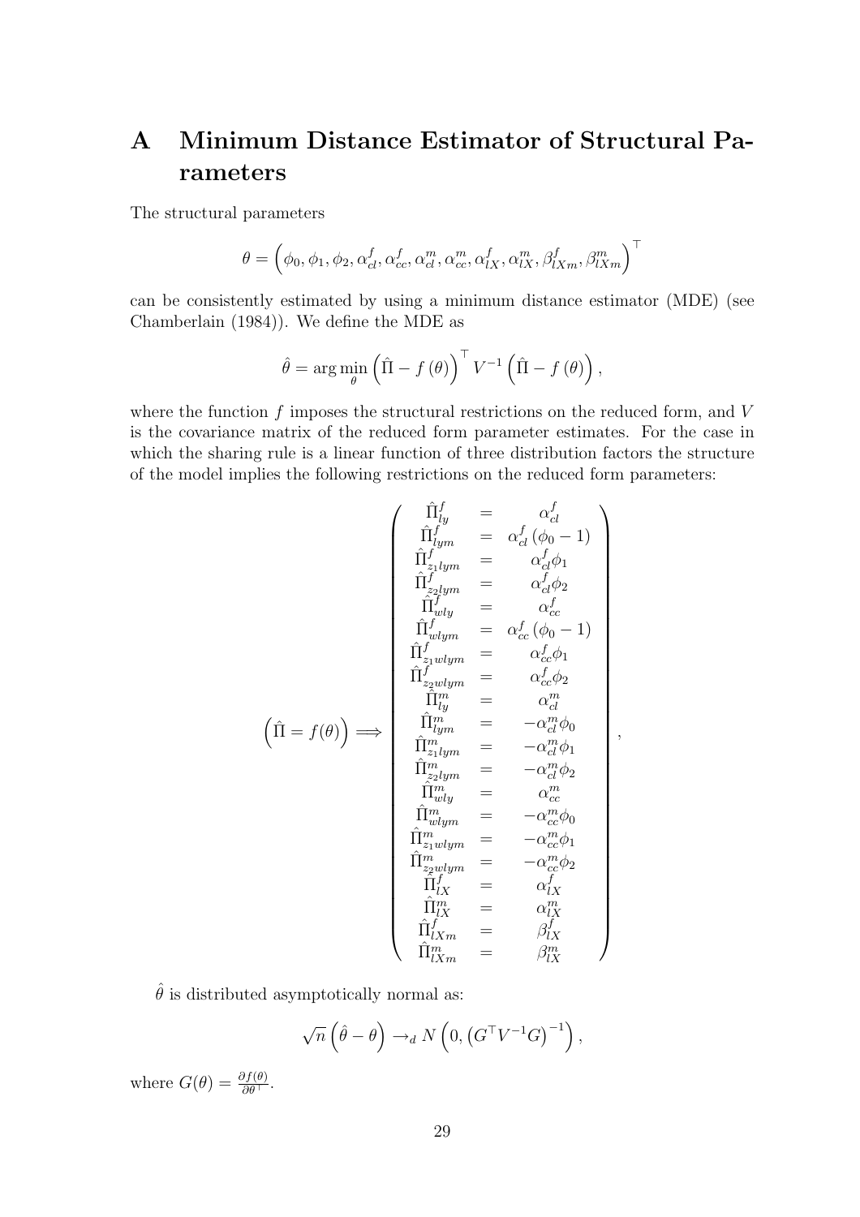# A Minimum Distance Estimator of Structural Parameters

The structural parameters

$$\theta = \left(\phi_0, \phi_1, \phi_2, \alpha_{cl}^f, \alpha_{cc}^f, \alpha_{cl}^m, \alpha_{cc}^m, \alpha_{lX}^f, \alpha_{lX}^m, \beta_{lXm}^f, \beta_{lXm}^m\right)^\top$$

can be consistently estimated by using a minimum distance estimator (MDE) (see Chamberlain (1984)). We define the MDE as

$$\hat{\theta} = \arg\min_{\theta} \left(\hat{\Pi} - f(\theta)\right)^\top V^{-1} \left(\hat{\Pi} - f(\theta)\right),$$

where the function $f$ imposes the structural restrictions on the reduced form, and $V$ is the covariance matrix of the reduced form parameter estimates. For the case in which the sharing rule is a linear function of three distribution factors the structure of the model implies the following restrictions on the reduced form parameters:

$$\left(\hat{\Pi} = f(\theta)\right) \Longrightarrow \left(\begin{array}{ccc}
\hat{\Pi}_{ly}^f & = & \alpha_{cl}^f \\
\hat{\Pi}_{lym}^f & = & \alpha_{cl}^f(\phi_0 - 1) \\
\hat{\Pi}_{z_1lym}^f & = & \alpha_{cl}^f \phi_1 \\
\hat{\Pi}_{z_2lym}^f & = & \alpha_{cl}^f \phi_2 \\
\hat{\Pi}_{wly}^f & = & \alpha_{cc}^f \\
\hat{\Pi}_{wlym}^f & = & \alpha_{cc}^f(\phi_0 - 1) \\
\hat{\Pi}_{z_1wlym}^f & = & \alpha_{cc}^f \phi_1 \\
\hat{\Pi}_{z_2wlym}^f & = & \alpha_{cc}^f \phi_2 \\
\hat{\Pi}_{ly}^m & = & \alpha_{cl}^m \\
\hat{\Pi}_{lym}^m & = & -\alpha_{cl}^m \phi_0 \\
\hat{\Pi}_{z_1lym}^m & = & -\alpha_{cl}^m \phi_1 \\
\hat{\Pi}_{z_2lym}^m & = & -\alpha_{cl}^m \phi_2 \\
\hat{\Pi}_{wly}^m & = & \alpha_{cc}^m \\
\hat{\Pi}_{wlym}^m & = & -\alpha_{cc}^m \phi_0 \\
\hat{\Pi}_{z_1wlym}^m & = & -\alpha_{cc}^m \phi_1 \\
\hat{\Pi}_{z_2wlym}^m & = & -\alpha_{cc}^m \phi_2 \\
\hat{\Pi}_{lX}^f & = & \alpha_{lX}^f \\
\hat{\Pi}_{lX}^m & = & \alpha_{lX}^m \\
\hat{\Pi}_{lXm}^f & = & \beta_{lX}^f \\
\hat{\Pi}_{lXm}^m & = & \beta_{lX}^m
\end{array}\right),$$

$\hat{\theta}$ is distributed asymptotically normal as:

$$\sqrt{n}\left(\hat{\theta} - \theta\right) \rightarrow_d N\left(0, \left(G^\top V^{-1} G\right)^{-1}\right),$$

where $G(\theta) = \frac{\partial f(\theta)}{\partial \theta^\top}$.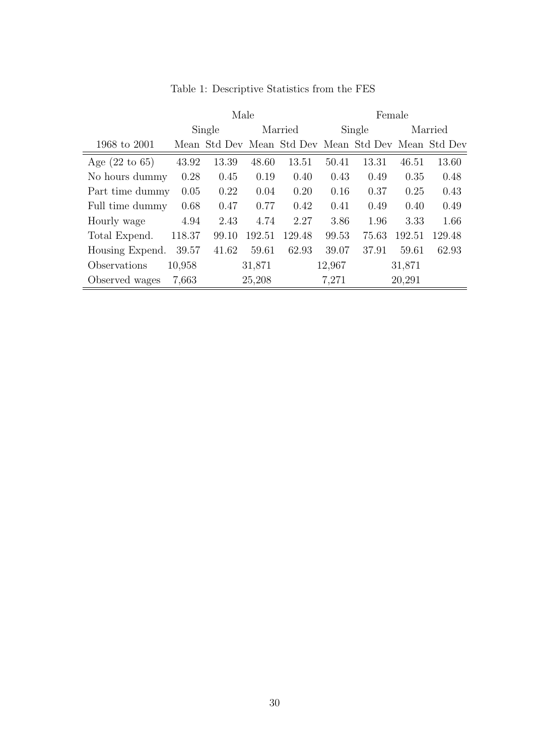Table 1: Descriptive Statistics from the FES

| | Male | | | | Female | | | |
|---|---|---|---|---|---|---|---|---|
| | Single | | Married | | Single | | Married | |
| 1968 to 2001 | Mean | Std Dev | Mean | Std Dev | Mean | Std Dev | Mean | Std Dev |
| Age (22 to 65) | 43.92 | 13.39 | 48.60 | 13.51 | 50.41 | 13.31 | 46.51 | 13.60 |
| No hours dummy | 0.28 | 0.45 | 0.19 | 0.40 | 0.43 | 0.49 | 0.35 | 0.48 |
| Part time dummy | 0.05 | 0.22 | 0.04 | 0.20 | 0.16 | 0.37 | 0.25 | 0.43 |
| Full time dummy | 0.68 | 0.47 | 0.77 | 0.42 | 0.41 | 0.49 | 0.40 | 0.49 |
| Hourly wage | 4.94 | 2.43 | 4.74 | 2.27 | 3.86 | 1.96 | 3.33 | 1.66 |
| Total Expend. | 118.37 | 99.10 | 192.51 | 129.48 | 99.53 | 75.63 | 192.51 | 129.48 |
| Housing Expend. | 39.57 | 41.62 | 59.61 | 62.93 | 39.07 | 37.91 | 59.61 | 62.93 |
| Observations | 10,958 | | 31,871 | | 12,967 | | 31,871 | |
| Observed wages | 7,663 | | 25,208 | | 7,271 | | 20,291 | |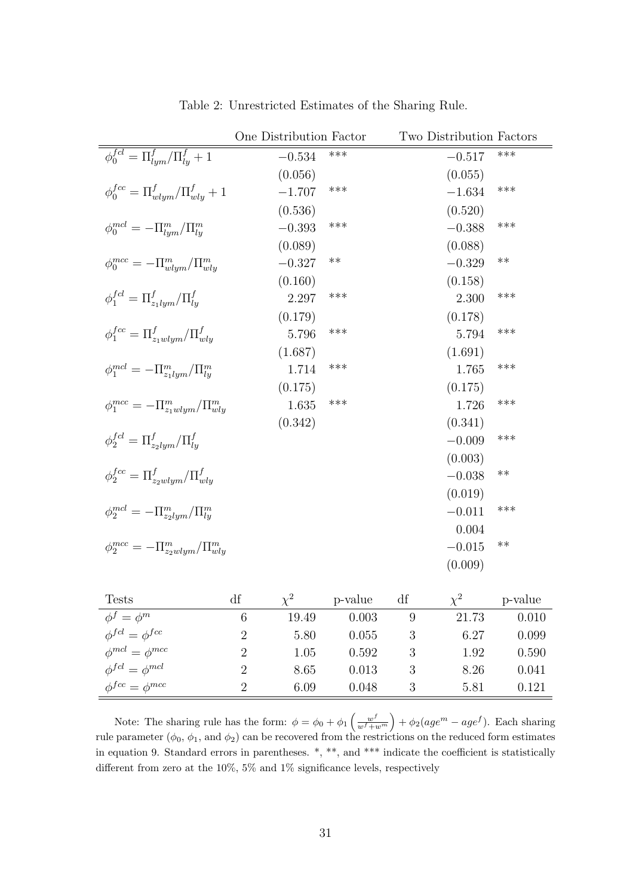Table 2: Unrestricted Estimates of the Sharing Rule.

| | One Distribution Factor | | Two Distribution Factors | |
|---|---|---|---|---|
| $\phi_0^{fcl} = \Pi_{lym}^f / \Pi_{ly}^f + 1$ | $-0.534$ | *** | $-0.517$ | *** |
| | (0.056) | | (0.055) | |
| $\phi_0^{fcc} = \Pi_{wlym}^f / \Pi_{wly}^f + 1$ | $-1.707$ | *** | $-1.634$ | *** |
| | (0.536) | | (0.520) | |
| $\phi_0^{mcl} = -\Pi_{lym}^m / \Pi_{ly}^m$ | $-0.393$ | *** | $-0.388$ | *** |
| | (0.089) | | (0.088) | |
| $\phi_0^{mcc} = -\Pi_{wlym}^m / \Pi_{wly}^m$ | $-0.327$ | ** | $-0.329$ | ** |
| | (0.160) | | (0.158) | |
| $\phi_1^{fcl} = \Pi_{z_1lym}^f / \Pi_{ly}^f$ | 2.297 | *** | 2.300 | *** |
| | (0.179) | | (0.178) | |
| $\phi_1^{fcc} = \Pi_{z_1wlym}^f / \Pi_{wly}^f$ | 5.796 | *** | 5.794 | *** |
| | (1.687) | | (1.691) | |
| $\phi_1^{mcl} = -\Pi_{z_1lym}^m / \Pi_{ly}^m$ | 1.714 | *** | 1.765 | *** |
| | (0.175) | | (0.175) | |
| $\phi_1^{mcc} = -\Pi_{z_1wlym}^m / \Pi_{wly}^m$ | 1.635 | *** | 1.726 | *** |
| | (0.342) | | (0.341) | |
| $\phi_2^{fcl} = \Pi_{z_2lym}^f / \Pi_{ly}^f$ | | | $-0.009$ | *** |
| | | | (0.003) | |
| $\phi_2^{fcc} = \Pi_{z_2wlym}^f / \Pi_{wly}^f$ | | | $-0.038$ | ** |
| | | | (0.019) | |
| $\phi_2^{mcl} = -\Pi_{z_2lym}^m / \Pi_{ly}^m$ | | | $-0.011$ | *** |
| | | | 0.004 | |
| $\phi_2^{mcc} = -\Pi_{z_2wlym}^m / \Pi_{wly}^m$ | | | $-0.015$ | ** |
| | | | (0.009) | |

| Tests | df | $\chi^2$ | p-value | df | $\chi^2$ | p-value |
|---|---|---|---|---|---|---|
| $\phi^f = \phi^m$ | 6 | 19.49 | 0.003 | 9 | 21.73 | 0.010 |
| $\phi^{fcl} = \phi^{fcc}$ | 2 | 5.80 | 0.055 | 3 | 6.27 | 0.099 |
| $\phi^{mcl} = \phi^{mcc}$ | 2 | 1.05 | 0.592 | 3 | 1.92 | 0.590 |
| $\phi^{fcl} = \phi^{mcl}$ | 2 | 8.65 | 0.013 | 3 | 8.26 | 0.041 |
| $\phi^{fcc} = \phi^{mcc}$ | 2 | 6.09 | 0.048 | 3 | 5.81 | 0.121 |

Note: The sharing rule has the form: $\phi = \phi_0 + \phi_1 \left(\frac{w^f}{w^f + w^m}\right) + \phi_2(age^m - age^f)$. Each sharing rule parameter ($\phi_0$, $\phi_1$, and $\phi_2$) can be recovered from the restrictions on the reduced form estimates in equation 9. Standard errors in parentheses. *, **, and *** indicate the coefficient is statistically different from zero at the 10%, 5% and 1% significance levels, respectively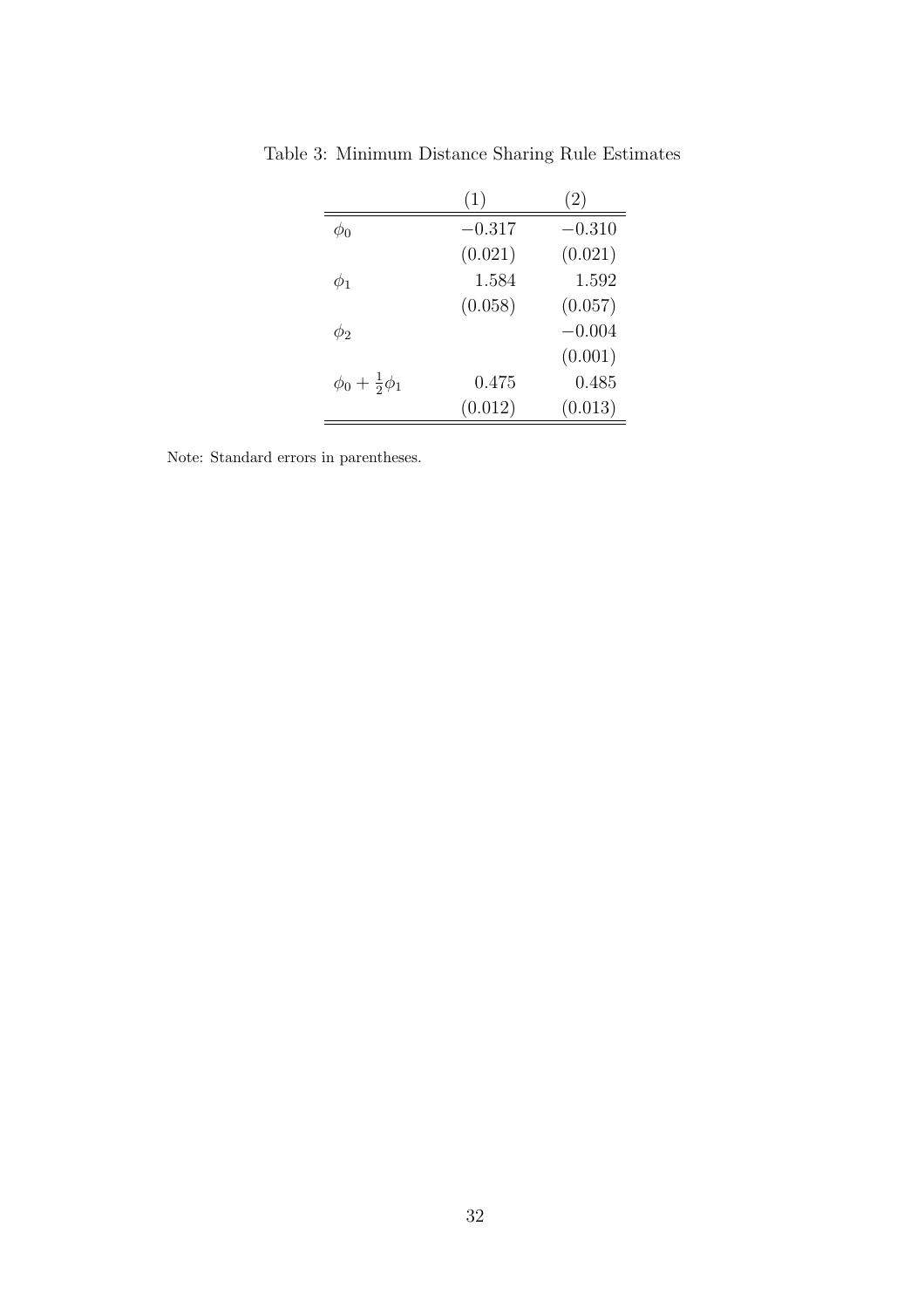Table 3: Minimum Distance Sharing Rule Estimates

| | (1) | (2) |
|---|---|---|
| $\phi_0$ | $-0.317$ | $-0.310$ |
| | (0.021) | (0.021) |
| $\phi_1$ | 1.584 | 1.592 |
| | (0.058) | (0.057) |
| $\phi_2$ | | $-0.004$ |
| | | (0.001) |
| $\phi_0 + \frac{1}{2}\phi_1$ | 0.475 | 0.485 |
| | (0.012) | (0.013) |

Note: Standard errors in parentheses.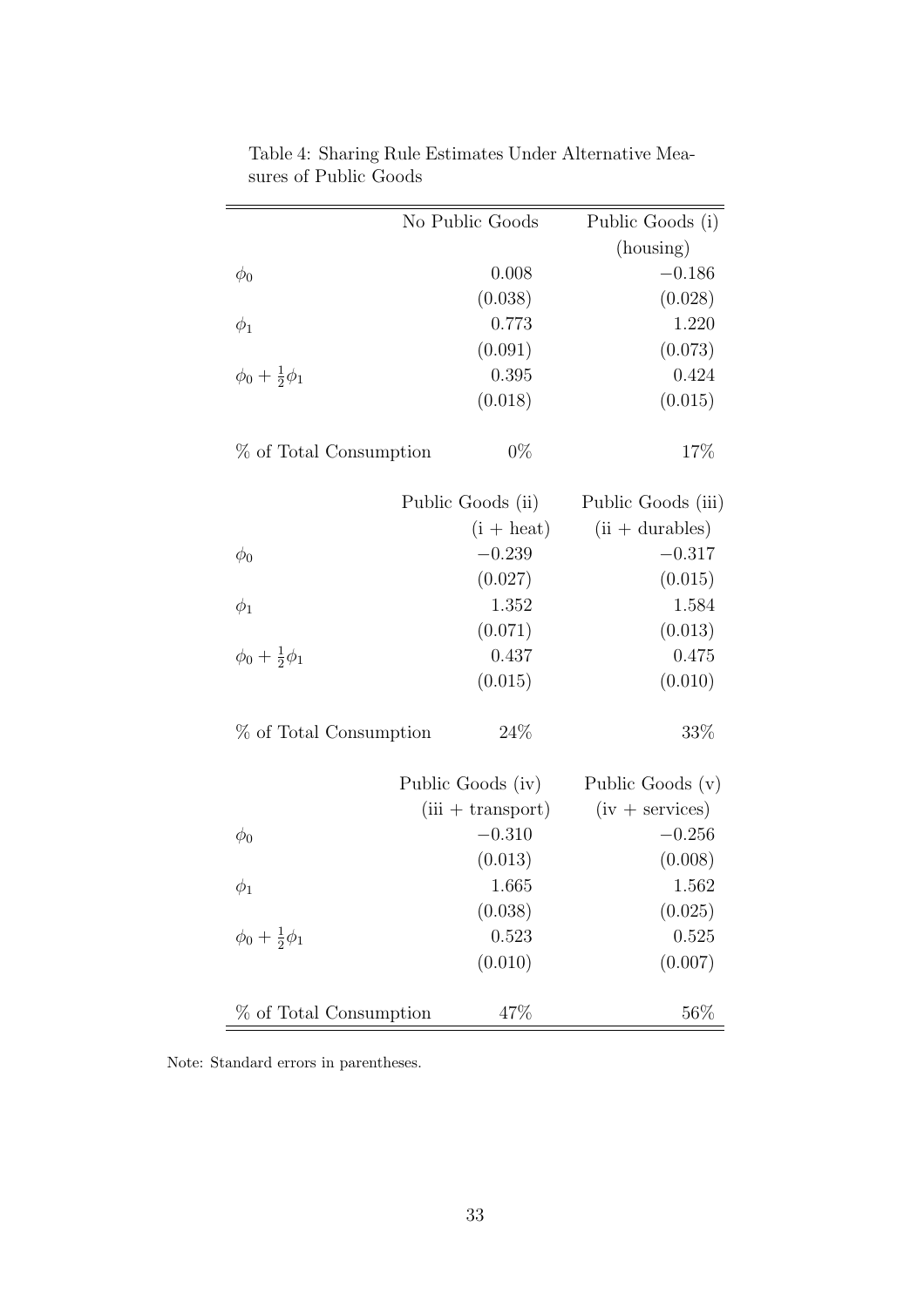Table 4: Sharing Rule Estimates Under Alternative Measures of Public Goods

| | No Public Goods | Public Goods (i) |
|---|---|---|
| | | (housing) |
| $\phi_0$ | 0.008 | −0.186 |
| | (0.038) | (0.028) |
| $\phi_1$ | 0.773 | 1.220 |
| | (0.091) | (0.073) |
| $\phi_0 + \frac{1}{2}\phi_1$ | 0.395 | 0.424 |
| | (0.018) | (0.015) |
| % of Total Consumption | 0% | 17% |
| | Public Goods (ii) | Public Goods (iii) |
| | (i + heat) | (ii + durables) |
| $\phi_0$ | −0.239 | −0.317 |
| | (0.027) | (0.015) |
| $\phi_1$ | 1.352 | 1.584 |
| | (0.071) | (0.013) |
| $\phi_0 + \frac{1}{2}\phi_1$ | 0.437 | 0.475 |
| | (0.015) | (0.010) |
| % of Total Consumption | 24% | 33% |
| | Public Goods (iv) | Public Goods (v) |
| | (iii + transport) | (iv + services) |
| $\phi_0$ | −0.310 | −0.256 |
| | (0.013) | (0.008) |
| $\phi_1$ | 1.665 | 1.562 |
| | (0.038) | (0.025) |
| $\phi_0 + \frac{1}{2}\phi_1$ | 0.523 | 0.525 |
| | (0.010) | (0.007) |
| % of Total Consumption | 47% | 56% |

Note: Standard errors in parentheses.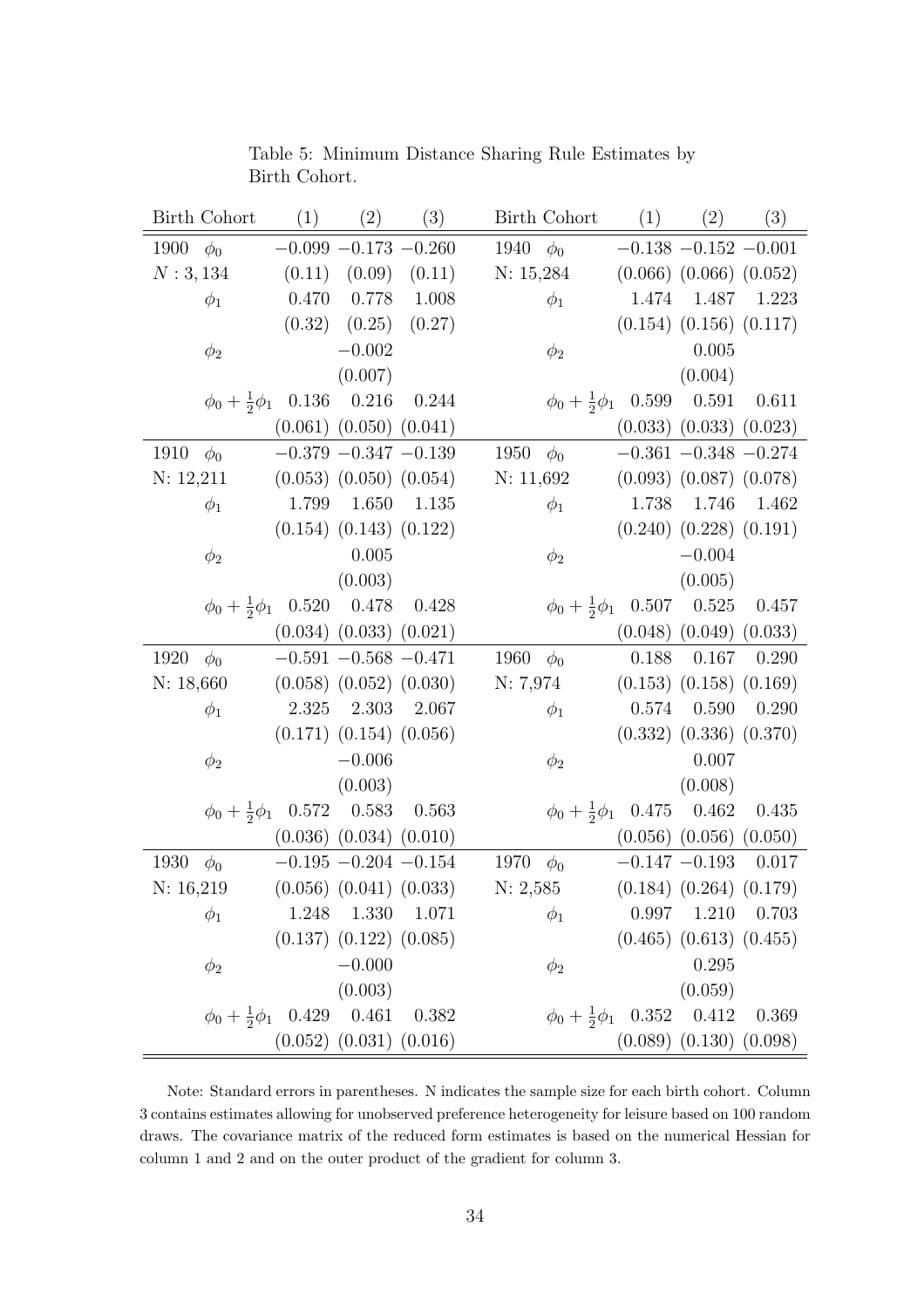Table 5: Minimum Distance Sharing Rule Estimates by Birth Cohort.

| Birth Cohort | | (1) | (2) | (3) | Birth Cohort | | (1) | (2) | (3) |
|---|---|---|---|---|---|---|---|---|---|
| 1900 | $\phi_0$ | $-0.099$ | $-0.173$ | $-0.260$ | 1940 | $\phi_0$ | $-0.138$ | $-0.152$ | $-0.001$ |
| $N: 3,134$ | | (0.11) | (0.09) | (0.11) | N: 15,284 | | (0.066) | (0.066) | (0.052) |
| | $\phi_1$ | 0.470 | 0.778 | 1.008 | | $\phi_1$ | 1.474 | 1.487 | 1.223 |
| | | (0.32) | (0.25) | (0.27) | | | (0.154) | (0.156) | (0.117) |
| | $\phi_2$ | | $-0.002$ | | | $\phi_2$ | | 0.005 | |
| | | | (0.007) | | | | | (0.004) | |
| | $\phi_0 + \frac{1}{2}\phi_1$ | 0.136 | 0.216 | 0.244 | | $\phi_0 + \frac{1}{2}\phi_1$ | 0.599 | 0.591 | 0.611 |
| | | (0.061) | (0.050) | (0.041) | | | (0.033) | (0.033) | (0.023) |
| 1910 | $\phi_0$ | $-0.379$ | $-0.347$ | $-0.139$ | 1950 | $\phi_0$ | $-0.361$ | $-0.348$ | $-0.274$ |
| N: 12,211 | | (0.053) | (0.050) | (0.054) | N: 11,692 | | (0.093) | (0.087) | (0.078) |
| | $\phi_1$ | 1.799 | 1.650 | 1.135 | | $\phi_1$ | 1.738 | 1.746 | 1.462 |
| | | (0.154) | (0.143) | (0.122) | | | (0.240) | (0.228) | (0.191) |
| | $\phi_2$ | | 0.005 | | | $\phi_2$ | | $-0.004$ | |
| | | | (0.003) | | | | | (0.005) | |
| | $\phi_0 + \frac{1}{2}\phi_1$ | 0.520 | 0.478 | 0.428 | | $\phi_0 + \frac{1}{2}\phi_1$ | 0.507 | 0.525 | 0.457 |
| | | (0.034) | (0.033) | (0.021) | | | (0.048) | (0.049) | (0.033) |
| 1920 | $\phi_0$ | $-0.591$ | $-0.568$ | $-0.471$ | 1960 | $\phi_0$ | 0.188 | 0.167 | 0.290 |
| N: 18,660 | | (0.058) | (0.052) | (0.030) | N: 7,974 | | (0.153) | (0.158) | (0.169) |
| | $\phi_1$ | 2.325 | 2.303 | 2.067 | | $\phi_1$ | 0.574 | 0.590 | 0.290 |
| | | (0.171) | (0.154) | (0.056) | | | (0.332) | (0.336) | (0.370) |
| | $\phi_2$ | | $-0.006$ | | | $\phi_2$ | | 0.007 | |
| | | | (0.003) | | | | | (0.008) | |
| | $\phi_0 + \frac{1}{2}\phi_1$ | 0.572 | 0.583 | 0.563 | | $\phi_0 + \frac{1}{2}\phi_1$ | 0.475 | 0.462 | 0.435 |
| | | (0.036) | (0.034) | (0.010) | | | (0.056) | (0.056) | (0.050) |
| 1930 | $\phi_0$ | $-0.195$ | $-0.204$ | $-0.154$ | 1970 | $\phi_0$ | $-0.147$ | $-0.193$ | 0.017 |
| N: 16,219 | | (0.056) | (0.041) | (0.033) | N: 2,585 | | (0.184) | (0.264) | (0.179) |
| | $\phi_1$ | 1.248 | 1.330 | 1.071 | | $\phi_1$ | 0.997 | 1.210 | 0.703 |
| | | (0.137) | (0.122) | (0.085) | | | (0.465) | (0.613) | (0.455) |
| | $\phi_2$ | | $-0.000$ | | | $\phi_2$ | | 0.295 | |
| | | | (0.003) | | | | | (0.059) | |
| | $\phi_0 + \frac{1}{2}\phi_1$ | 0.429 | 0.461 | 0.382 | | $\phi_0 + \frac{1}{2}\phi_1$ | 0.352 | 0.412 | 0.369 |
| | | (0.052) | (0.031) | (0.016) | | | (0.089) | (0.130) | (0.098) |

Note: Standard errors in parentheses. N indicates the sample size for each birth cohort. Column 3 contains estimates allowing for unobserved preference heterogeneity for leisure based on 100 random draws. The covariance matrix of the reduced form estimates is based on the numerical Hessian for column 1 and 2 and on the outer product of the gradient for column 3.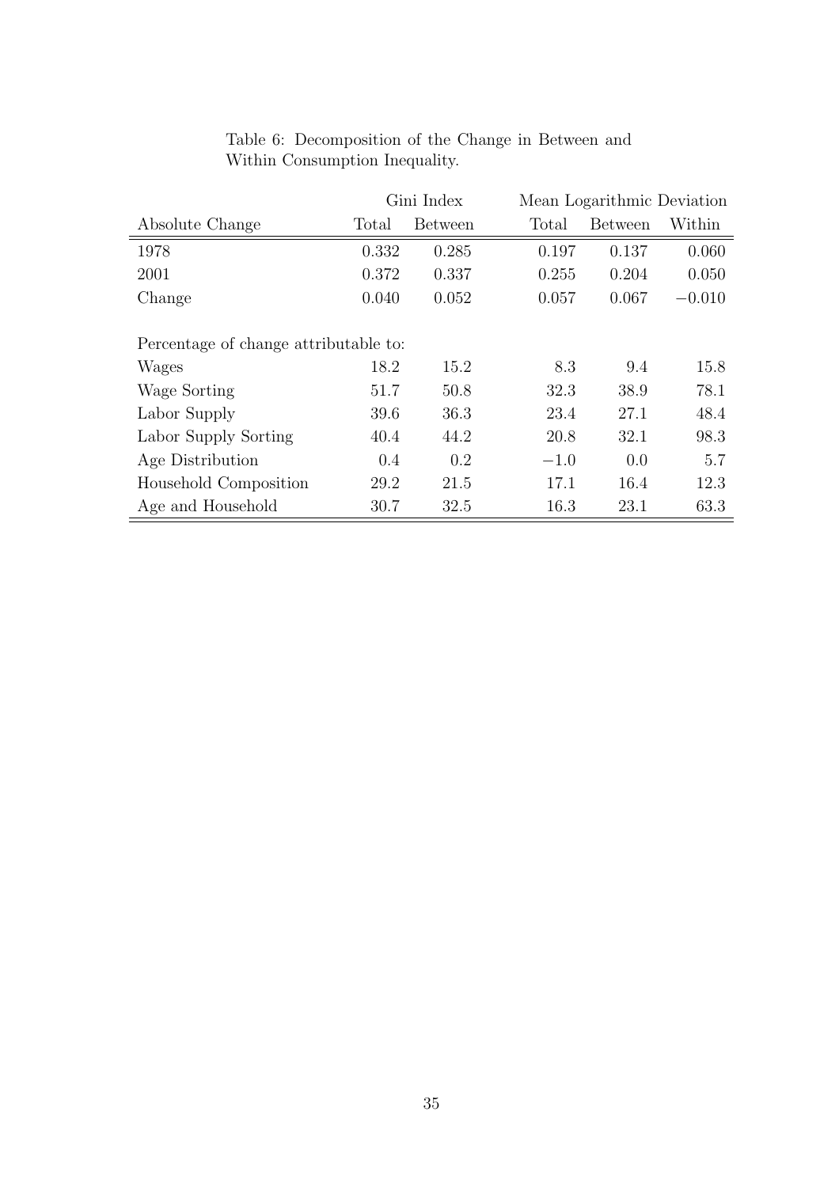Table 6: Decomposition of the Change in Between and Within Consumption Inequality.

| | Gini Index | | Mean Logarithmic Deviation | | |
|---|---|---|---|---|---|
| Absolute Change | Total | Between | Total | Between | Within |
| 1978 | 0.332 | 0.285 | 0.197 | 0.137 | 0.060 |
| 2001 | 0.372 | 0.337 | 0.255 | 0.204 | 0.050 |
| Change | 0.040 | 0.052 | 0.057 | 0.067 | −0.010 |
| Percentage of change attributable to: | | | | | |
| Wages | 18.2 | 15.2 | 8.3 | 9.4 | 15.8 |
| Wage Sorting | 51.7 | 50.8 | 32.3 | 38.9 | 78.1 |
| Labor Supply | 39.6 | 36.3 | 23.4 | 27.1 | 48.4 |
| Labor Supply Sorting | 40.4 | 44.2 | 20.8 | 32.1 | 98.3 |
| Age Distribution | 0.4 | 0.2 | −1.0 | 0.0 | 5.7 |
| Household Composition | 29.2 | 21.5 | 17.1 | 16.4 | 12.3 |
| Age and Household | 30.7 | 32.5 | 16.3 | 23.1 | 63.3 |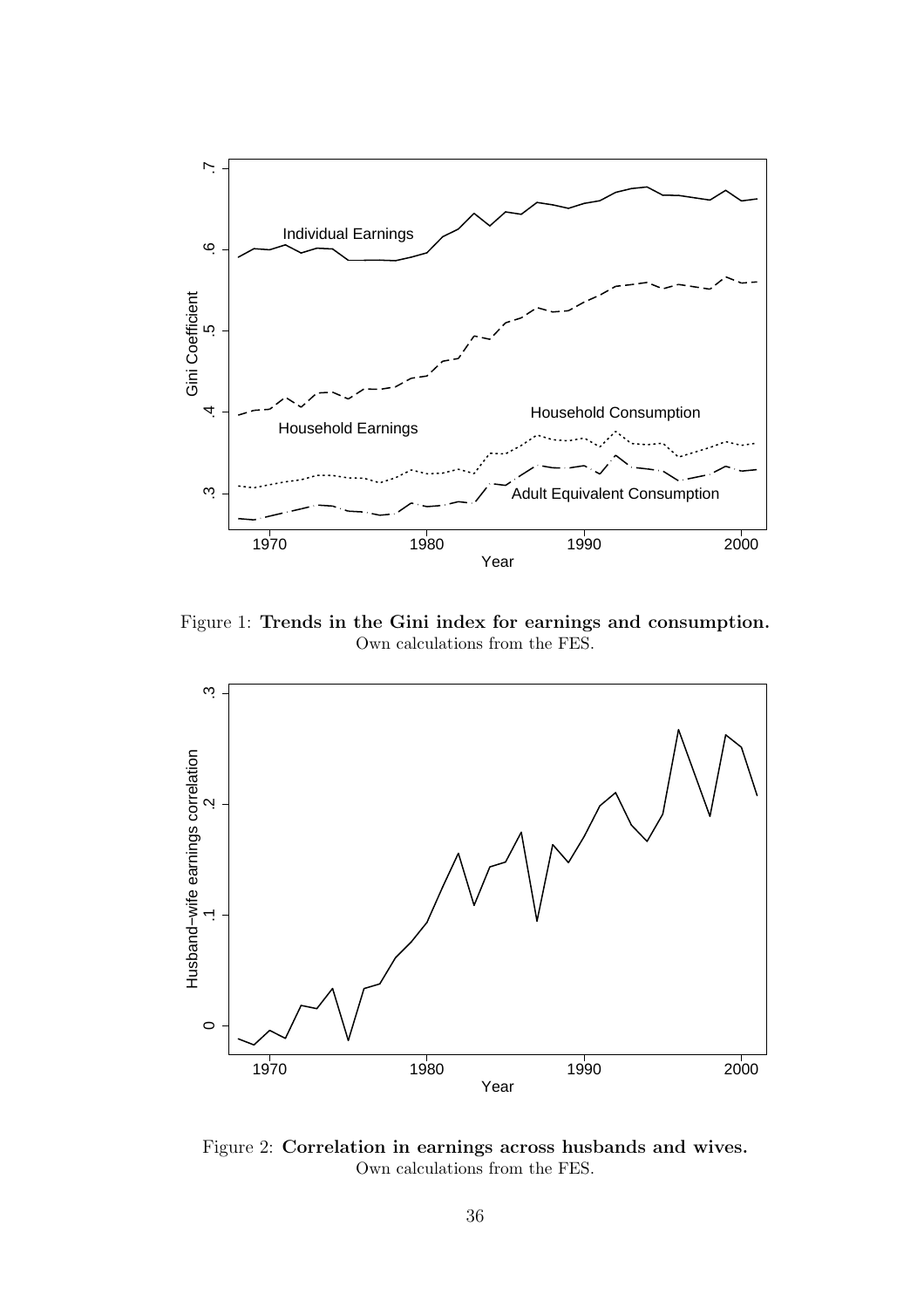Figure 1: **Trends in the Gini index for earnings and consumption.** Own calculations from the FES.

Figure 2: **Correlation in earnings across husbands and wives.** Own calculations from the FES.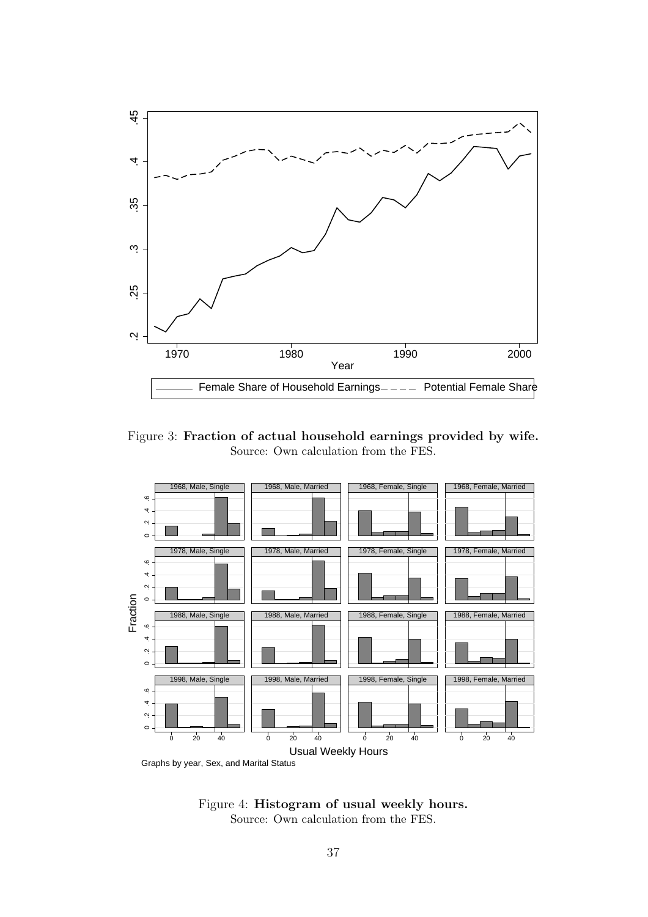Figure 3: **Fraction of actual household earnings provided by wife.** Source: Own calculation from the FES.

Figure 4: **Histogram of usual weekly hours.** Source: Own calculation from the FES.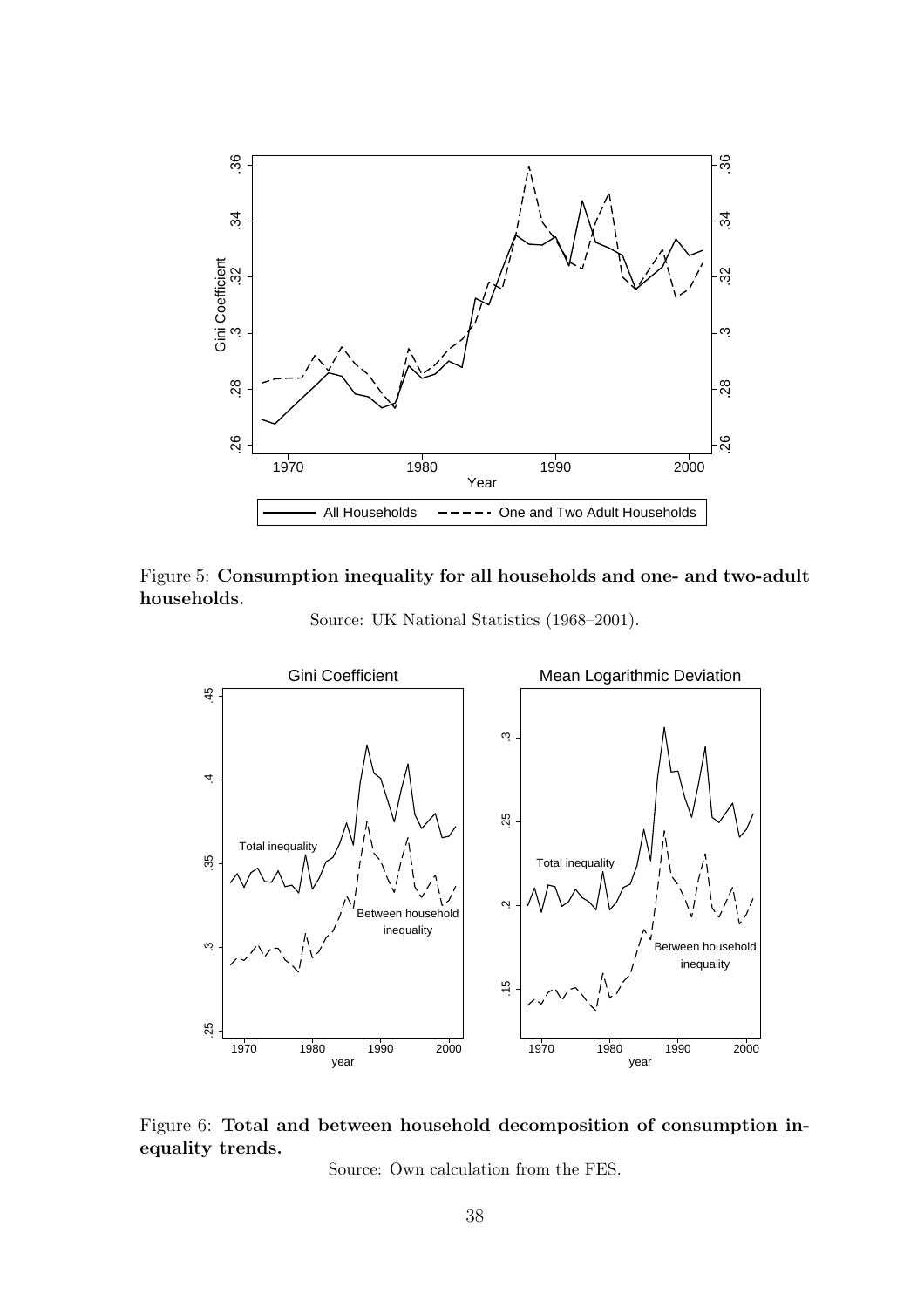Figure 5: **Consumption inequality for all households and one- and two-adult households.**

Source: UK National Statistics (1968–2001).

Figure 6: **Total and between household decomposition of consumption inequality trends.**

Source: Own calculation from the FES.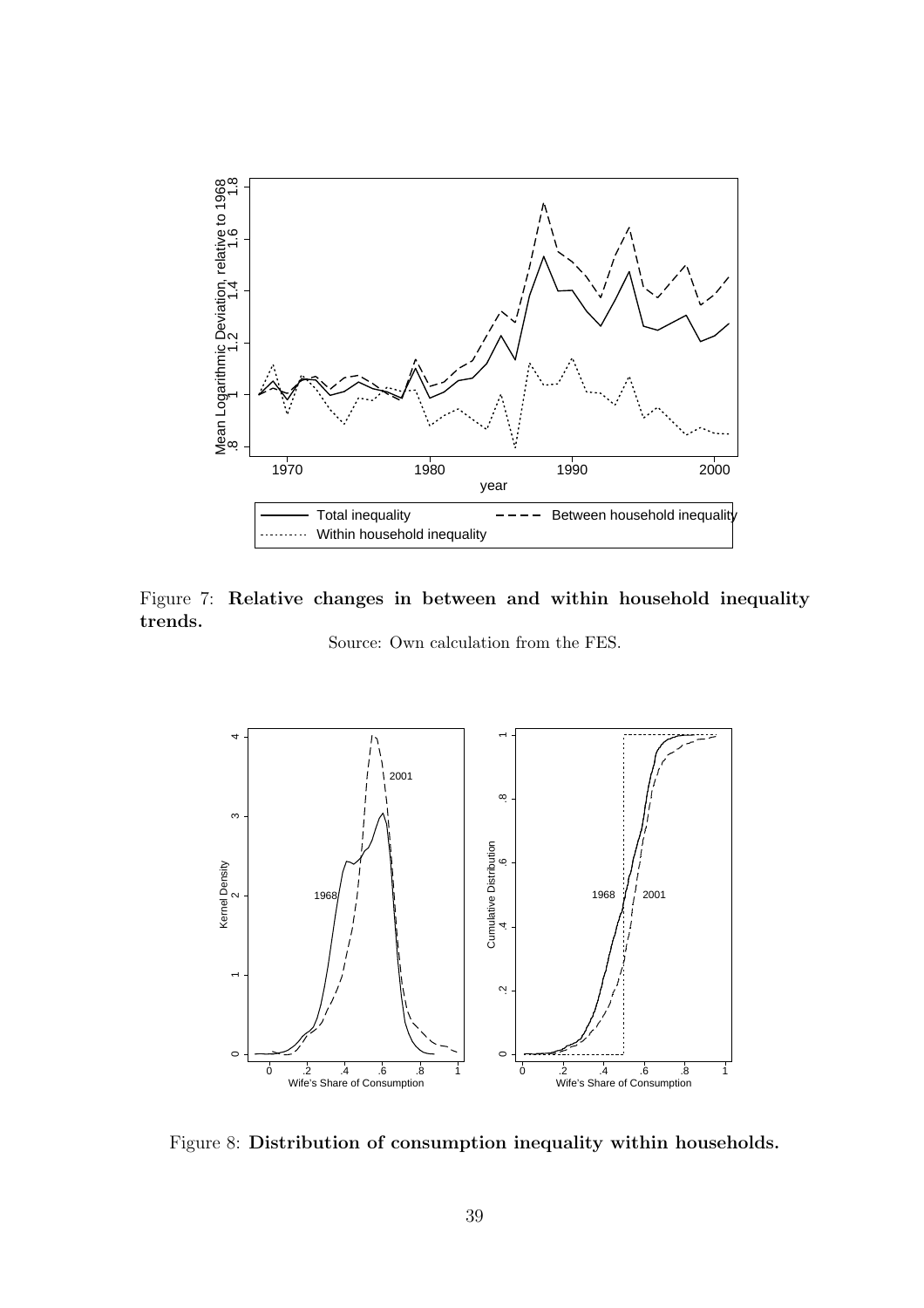Figure 7: **Relative changes in between and within household inequality trends.**

Source: Own calculation from the FES.

Figure 8: **Distribution of consumption inequality within households.**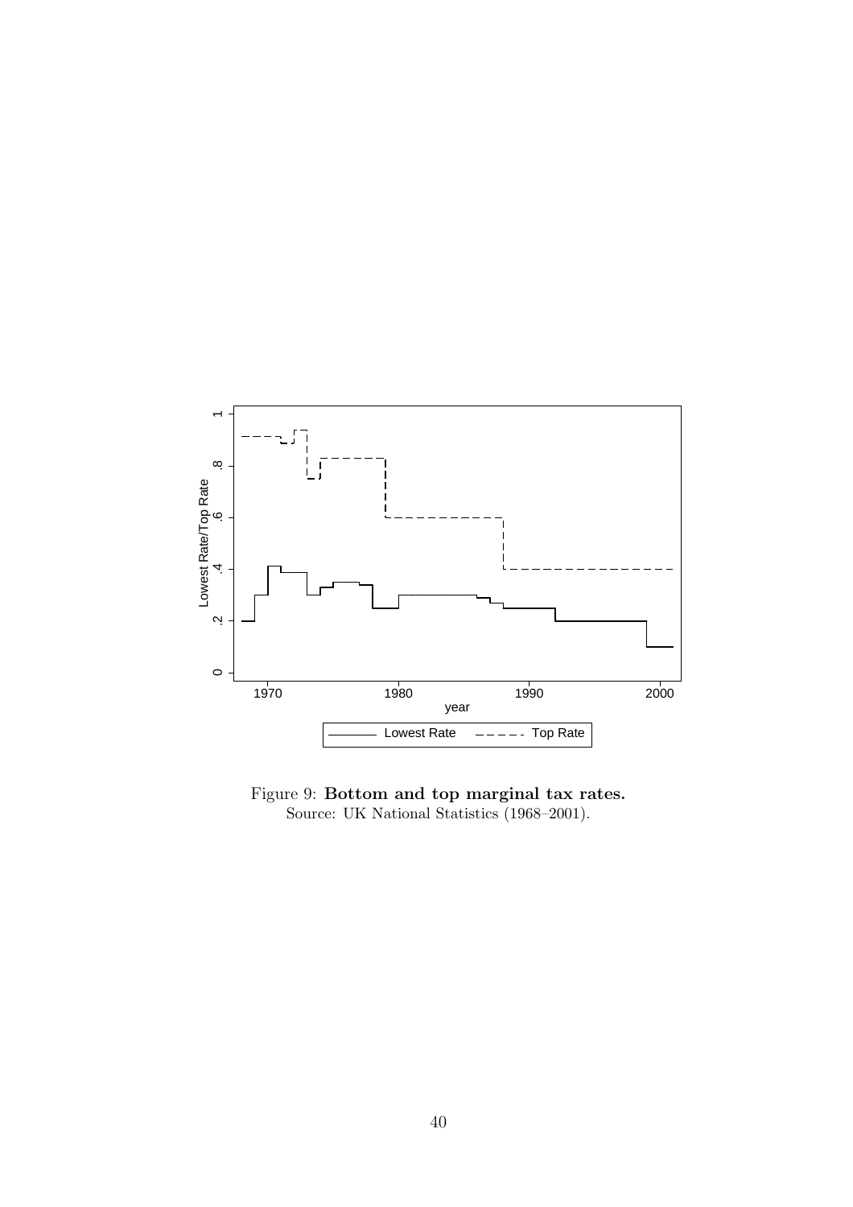Lowest Rate/Top Rate

0

.2

.4

.6

.8

1

1970

1980

1990

2000

year

Lowest Rate

Top Rate

Figure 9: **Bottom and top marginal tax rates.**
Source: UK National Statistics (1968–2001).